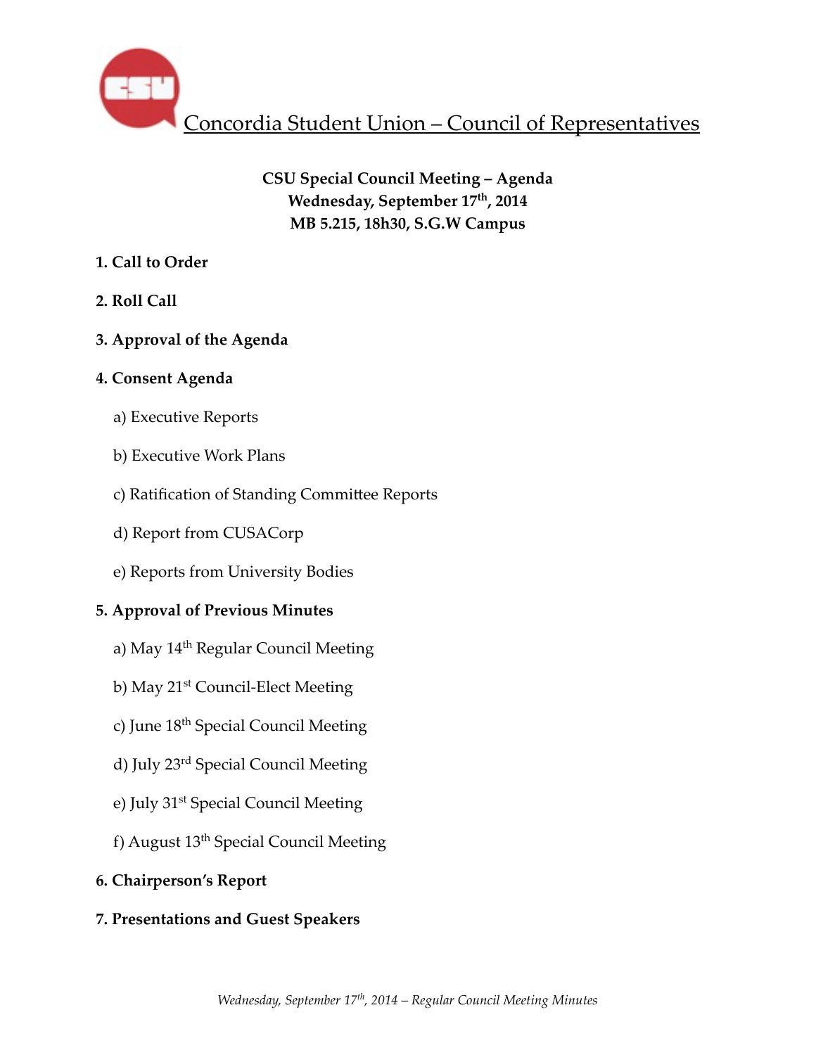# Concordia Student Union – Council of Representatives

**CSU Special Council Meeting – Agenda**
**Wednesday, September 17th, 2014**
**MB 5.215, 18h30, S.G.W Campus**

**1. Call to Order**

**2. Roll Call**

**3. Approval of the Agenda**

**4. Consent Agenda**

a) Executive Reports

b) Executive Work Plans

c) Ratification of Standing Committee Reports

d) Report from CUSACorp

e) Reports from University Bodies

**5. Approval of Previous Minutes**

a) May 14th Regular Council Meeting

b) May 21st Council-Elect Meeting

c) June 18th Special Council Meeting

d) July 23rd Special Council Meeting

e) July 31st Special Council Meeting

f) August 13th Special Council Meeting

**6. Chairperson's Report**

**7. Presentations and Guest Speakers**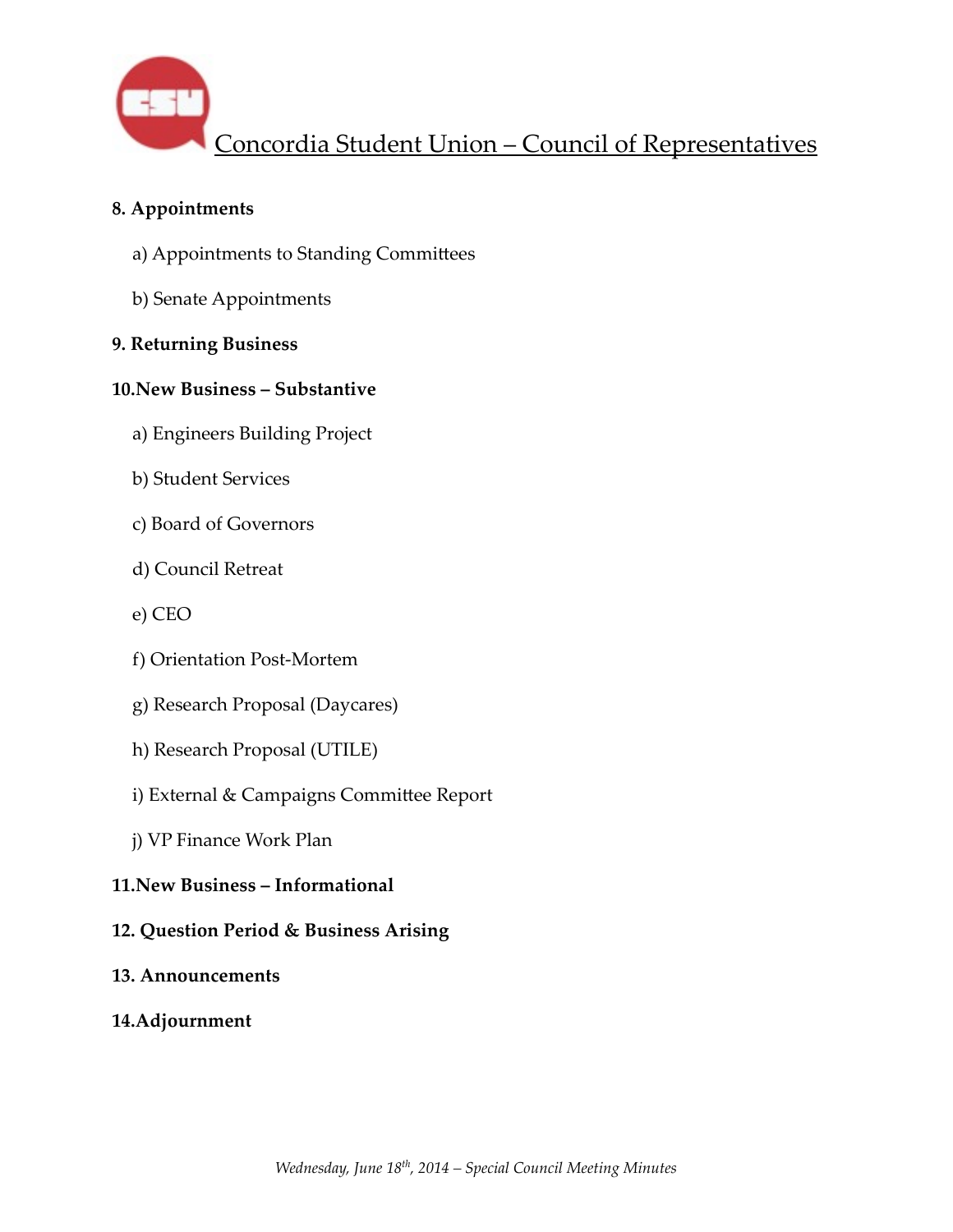**8. Appointments**

a) Appointments to Standing Committees

b) Senate Appointments

**9. Returning Business**

**10. New Business – Substantive**

a) Engineers Building Project

b) Student Services

c) Board of Governors

d) Council Retreat

e) CEO

f) Orientation Post-Mortem

g) Research Proposal (Daycares)

h) Research Proposal (UTILE)

i) External & Campaigns Committee Report

j) VP Finance Work Plan

**11. New Business – Informational**

**12. Question Period & Business Arising**

**13. Announcements**

**14. Adjournment**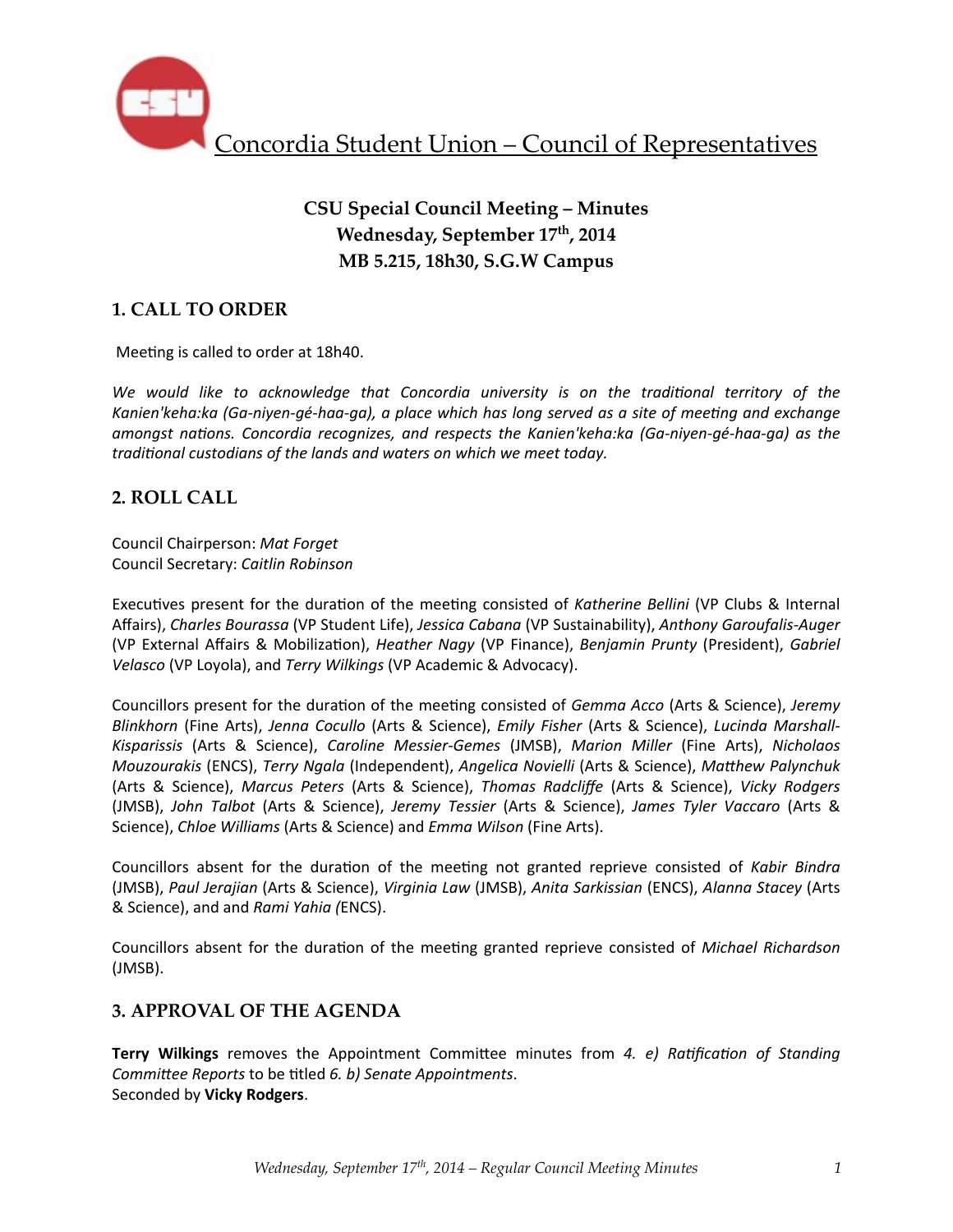Concordia Student Union – Council of Representatives

**CSU Special Council Meeting – Minutes**
**Wednesday, September 17th, 2014**
**MB 5.215, 18h30, S.G.W Campus**

## 1. CALL TO ORDER

Meeting is called to order at 18h40.

*We would like to acknowledge that Concordia university is on the traditional territory of the Kanien'keha:ka (Ga-niyen-gé-haa-ga), a place which has long served as a site of meeting and exchange amongst nations. Concordia recognizes, and respects the Kanien'keha:ka (Ga-niyen-gé-haa-ga) as the traditional custodians of the lands and waters on which we meet today.*

## 2. ROLL CALL

Council Chairperson: *Mat Forget*
Council Secretary: *Caitlin Robinson*

Executives present for the duration of the meeting consisted of *Katherine Bellini* (VP Clubs & Internal Affairs), *Charles Bourassa* (VP Student Life), *Jessica Cabana* (VP Sustainability), *Anthony Garoufalis-Auger* (VP External Affairs & Mobilization), *Heather Nagy* (VP Finance), *Benjamin Prunty* (President), *Gabriel Velasco* (VP Loyola), and *Terry Wilkings* (VP Academic & Advocacy).

Councillors present for the duration of the meeting consisted of *Gemma Acco* (Arts & Science), *Jeremy Blinkhorn* (Fine Arts), *Jenna Cocullo* (Arts & Science), *Emily Fisher* (Arts & Science), *Lucinda Marshall-Kisparissis* (Arts & Science), *Caroline Messier-Gemes* (JMSB), *Marion Miller* (Fine Arts), *Nicholaos Mouzourakis* (ENCS), *Terry Ngala* (Independent), *Angelica Novielli* (Arts & Science), *Matthew Palynchuk* (Arts & Science), *Marcus Peters* (Arts & Science), *Thomas Radcliffe* (Arts & Science), *Vicky Rodgers* (JMSB), *John Talbot* (Arts & Science), *Jeremy Tessier* (Arts & Science), *James Tyler Vaccaro* (Arts & Science), *Chloe Williams* (Arts & Science) and *Emma Wilson* (Fine Arts).

Councillors absent for the duration of the meeting not granted reprieve consisted of *Kabir Bindra* (JMSB), *Paul Jerajian* (Arts & Science), *Virginia Law* (JMSB), *Anita Sarkissian* (ENCS), *Alanna Stacey* (Arts & Science), and and *Rami Yahia (*ENCS).

Councillors absent for the duration of the meeting granted reprieve consisted of *Michael Richardson* (JMSB).

## 3. APPROVAL OF THE AGENDA

**Terry Wilkings** removes the Appointment Committee minutes from *4. e) Ratification of Standing Committee Reports* to be titled *6. b) Senate Appointments*.
Seconded by **Vicky Rodgers**.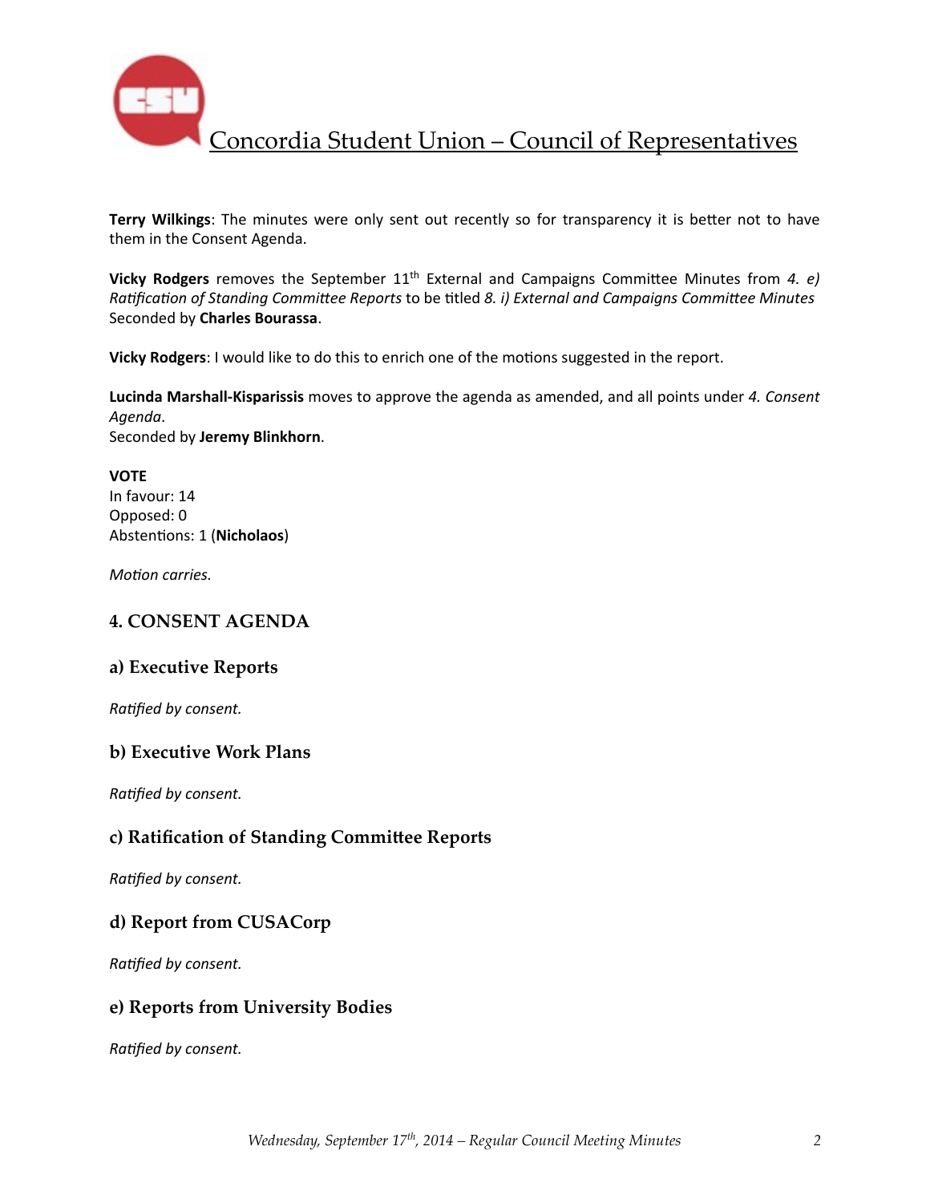**Terry Wilkings**: The minutes were only sent out recently so for transparency it is better not to have them in the Consent Agenda.

**Vicky Rodgers** removes the September 11th External and Campaigns Committee Minutes from *4. e) Ratification of Standing Committee Reports* to be titled *8. i) External and Campaigns Committee Minutes*
Seconded by **Charles Bourassa**.

**Vicky Rodgers**: I would like to do this to enrich one of the motions suggested in the report.

**Lucinda Marshall-Kisparissis** moves to approve the agenda as amended, and all points under *4. Consent Agenda*.
Seconded by **Jeremy Blinkhorn**.

**VOTE**
In favour: 14
Opposed: 0
Abstentions: 1 (**Nicholaos**)

*Motion carries.*

## 4. CONSENT AGENDA

### a) Executive Reports

*Ratified by consent.*

### b) Executive Work Plans

*Ratified by consent.*

### c) Ratification of Standing Committee Reports

*Ratified by consent.*

### d) Report from CUSACorp

*Ratified by consent.*

### e) Reports from University Bodies

*Ratified by consent.*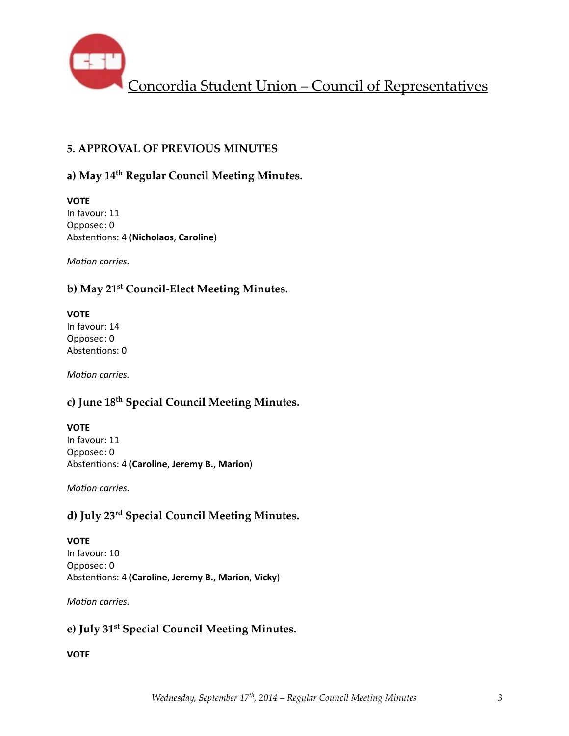## 5. APPROVAL OF PREVIOUS MINUTES

### a) May 14th Regular Council Meeting Minutes.

**VOTE**
In favour: 11
Opposed: 0
Abstentions: 4 (**Nicholaos**, **Caroline**)

*Motion carries.*

### b) May 21st Council-Elect Meeting Minutes.

**VOTE**
In favour: 14
Opposed: 0
Abstentions: 0

*Motion carries.*

### c) June 18th Special Council Meeting Minutes.

**VOTE**
In favour: 11
Opposed: 0
Abstentions: 4 (**Caroline**, **Jeremy B.**, **Marion**)

*Motion carries.*

### d) July 23rd Special Council Meeting Minutes.

**VOTE**
In favour: 10
Opposed: 0
Abstentions: 4 (**Caroline**, **Jeremy B.**, **Marion**, **Vicky**)

*Motion carries.*

### e) July 31st Special Council Meeting Minutes.

**VOTE**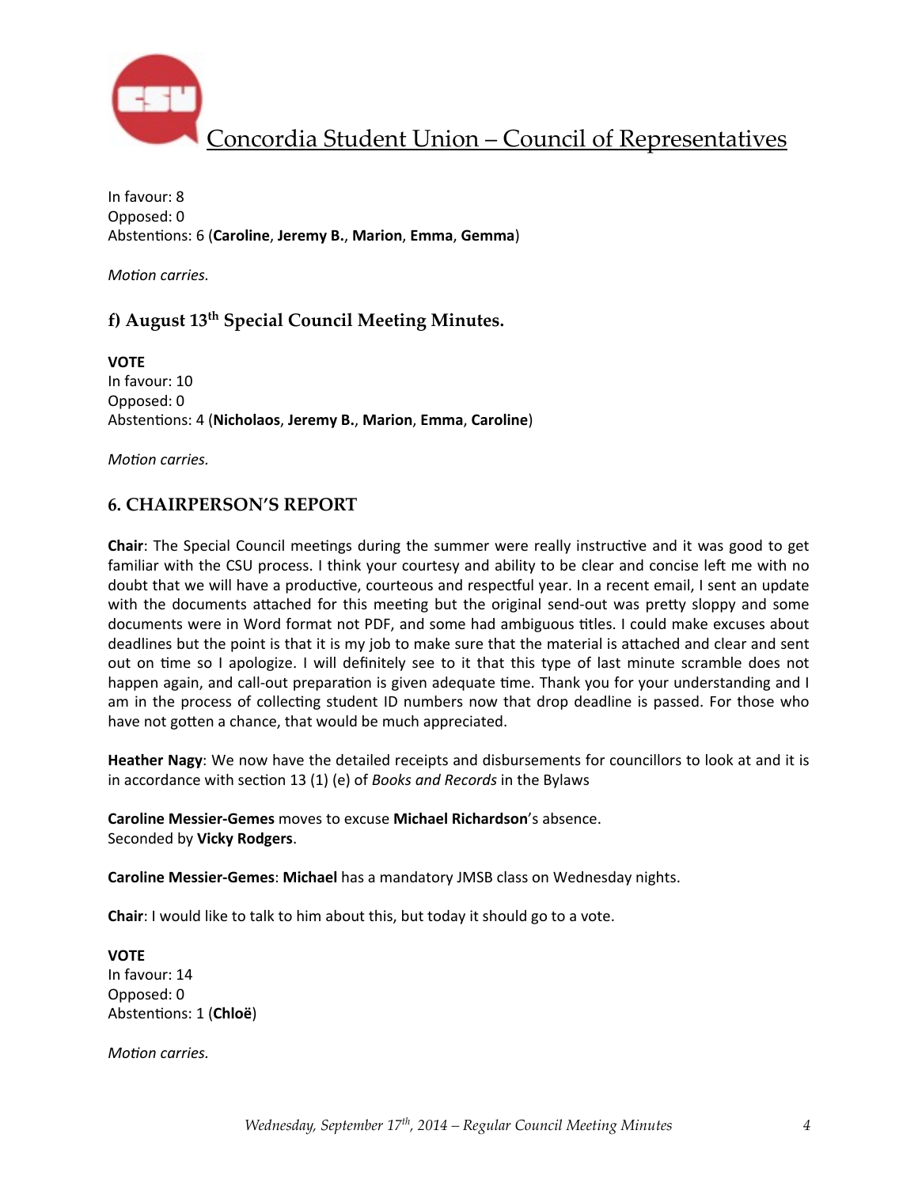In favour: 8
Opposed: 0
Abstentions: 6 (**Caroline**, **Jeremy B.**, **Marion**, **Emma**, **Gemma**)

*Motion carries.*

### f) August 13th Special Council Meeting Minutes.

**VOTE**
In favour: 10
Opposed: 0
Abstentions: 4 (**Nicholaos**, **Jeremy B.**, **Marion**, **Emma**, **Caroline**)

*Motion carries.*

## 6. CHAIRPERSON'S REPORT

**Chair**: The Special Council meetings during the summer were really instructive and it was good to get familiar with the CSU process. I think your courtesy and ability to be clear and concise left me with no doubt that we will have a productive, courteous and respectful year. In a recent email, I sent an update with the documents attached for this meeting but the original send-out was pretty sloppy and some documents were in Word format not PDF, and some had ambiguous titles. I could make excuses about deadlines but the point is that it is my job to make sure that the material is attached and clear and sent out on time so I apologize. I will definitely see to it that this type of last minute scramble does not happen again, and call-out preparation is given adequate time. Thank you for your understanding and I am in the process of collecting student ID numbers now that drop deadline is passed. For those who have not gotten a chance, that would be much appreciated.

**Heather Nagy**: We now have the detailed receipts and disbursements for councillors to look at and it is in accordance with section 13 (1) (e) of *Books and Records* in the Bylaws

**Caroline Messier-Gemes** moves to excuse **Michael Richardson**'s absence.
Seconded by **Vicky Rodgers**.

**Caroline Messier-Gemes**: **Michael** has a mandatory JMSB class on Wednesday nights.

**Chair**: I would like to talk to him about this, but today it should go to a vote.

**VOTE**
In favour: 14
Opposed: 0
Abstentions: 1 (**Chloë**)

*Motion carries.*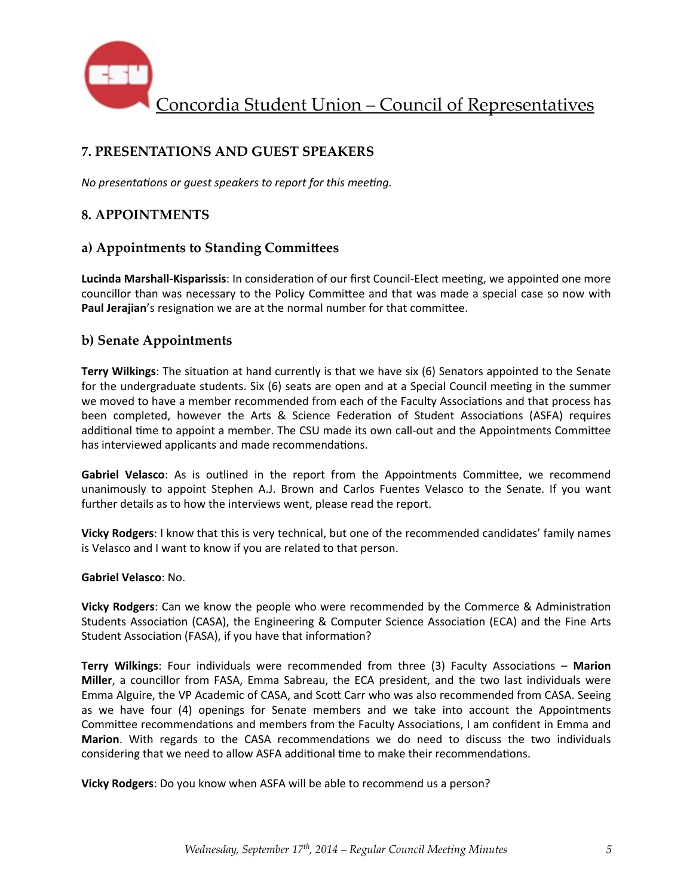## 7. PRESENTATIONS AND GUEST SPEAKERS

*No presentations or guest speakers to report for this meeting.*

## 8. APPOINTMENTS

### a) Appointments to Standing Committees

**Lucinda Marshall-Kisparissis**: In consideration of our first Council-Elect meeting, we appointed one more councillor than was necessary to the Policy Committee and that was made a special case so now with **Paul Jerajian**'s resignation we are at the normal number for that committee.

### b) Senate Appointments

**Terry Wilkings**: The situation at hand currently is that we have six (6) Senators appointed to the Senate for the undergraduate students. Six (6) seats are open and at a Special Council meeting in the summer we moved to have a member recommended from each of the Faculty Associations and that process has been completed, however the Arts & Science Federation of Student Associations (ASFA) requires additional time to appoint a member. The CSU made its own call-out and the Appointments Committee has interviewed applicants and made recommendations.

**Gabriel Velasco**: As is outlined in the report from the Appointments Committee, we recommend unanimously to appoint Stephen A.J. Brown and Carlos Fuentes Velasco to the Senate. If you want further details as to how the interviews went, please read the report.

**Vicky Rodgers**: I know that this is very technical, but one of the recommended candidates' family names is Velasco and I want to know if you are related to that person.

**Gabriel Velasco**: No.

**Vicky Rodgers**: Can we know the people who were recommended by the Commerce & Administration Students Association (CASA), the Engineering & Computer Science Association (ECA) and the Fine Arts Student Association (FASA), if you have that information?

**Terry Wilkings**: Four individuals were recommended from three (3) Faculty Associations – **Marion Miller**, a councillor from FASA, Emma Sabreau, the ECA president, and the two last individuals were Emma Alguire, the VP Academic of CASA, and Scott Carr who was also recommended from CASA. Seeing as we have four (4) openings for Senate members and we take into account the Appointments Committee recommendations and members from the Faculty Associations, I am confident in Emma and **Marion**. With regards to the CASA recommendations we do need to discuss the two individuals considering that we need to allow ASFA additional time to make their recommendations.

**Vicky Rodgers**: Do you know when ASFA will be able to recommend us a person?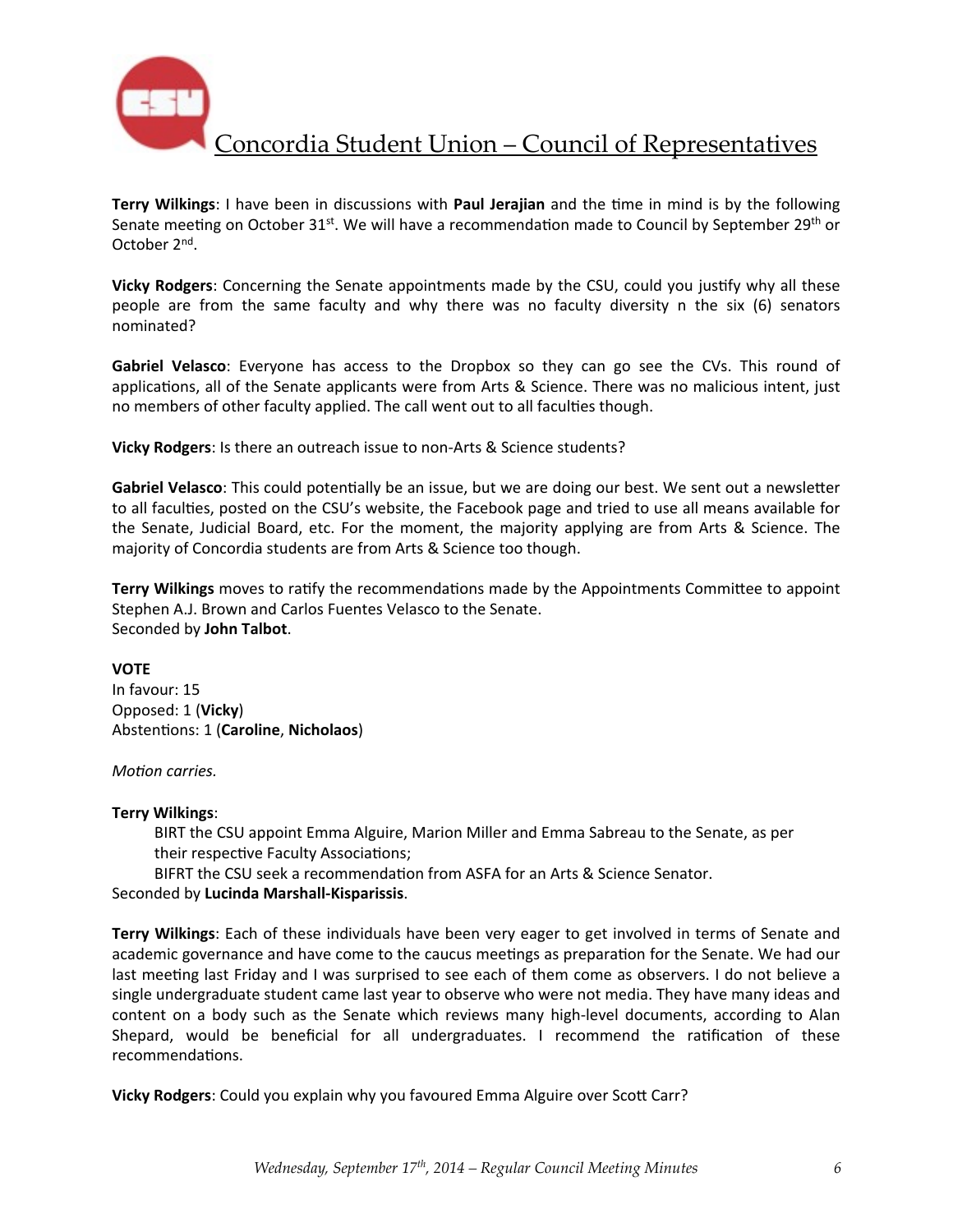**Terry Wilkings**: I have been in discussions with **Paul Jerajian** and the time in mind is by the following Senate meeting on October 31st. We will have a recommendation made to Council by September 29th or October 2nd.

**Vicky Rodgers**: Concerning the Senate appointments made by the CSU, could you justify why all these people are from the same faculty and why there was no faculty diversity n the six (6) senators nominated?

**Gabriel Velasco**: Everyone has access to the Dropbox so they can go see the CVs. This round of applications, all of the Senate applicants were from Arts & Science. There was no malicious intent, just no members of other faculty applied. The call went out to all faculties though.

**Vicky Rodgers**: Is there an outreach issue to non-Arts & Science students?

**Gabriel Velasco**: This could potentially be an issue, but we are doing our best. We sent out a newsletter to all faculties, posted on the CSU's website, the Facebook page and tried to use all means available for the Senate, Judicial Board, etc. For the moment, the majority applying are from Arts & Science. The majority of Concordia students are from Arts & Science too though.

**Terry Wilkings** moves to ratify the recommendations made by the Appointments Committee to appoint Stephen A.J. Brown and Carlos Fuentes Velasco to the Senate.
Seconded by **John Talbot**.

**VOTE**
In favour: 15
Opposed: 1 (**Vicky**)
Abstentions: 1 (**Caroline**, **Nicholaos**)

*Motion carries.*

**Terry Wilkings**:

> BIRT the CSU appoint Emma Alguire, Marion Miller and Emma Sabreau to the Senate, as per their respective Faculty Associations;
> BIFRT the CSU seek a recommendation from ASFA for an Arts & Science Senator.

Seconded by **Lucinda Marshall-Kisparissis**.

**Terry Wilkings**: Each of these individuals have been very eager to get involved in terms of Senate and academic governance and have come to the caucus meetings as preparation for the Senate. We had our last meeting last Friday and I was surprised to see each of them come as observers. I do not believe a single undergraduate student came last year to observe who were not media. They have many ideas and content on a body such as the Senate which reviews many high-level documents, according to Alan Shepard, would be beneficial for all undergraduates. I recommend the ratification of these recommendations.

**Vicky Rodgers**: Could you explain why you favoured Emma Alguire over Scott Carr?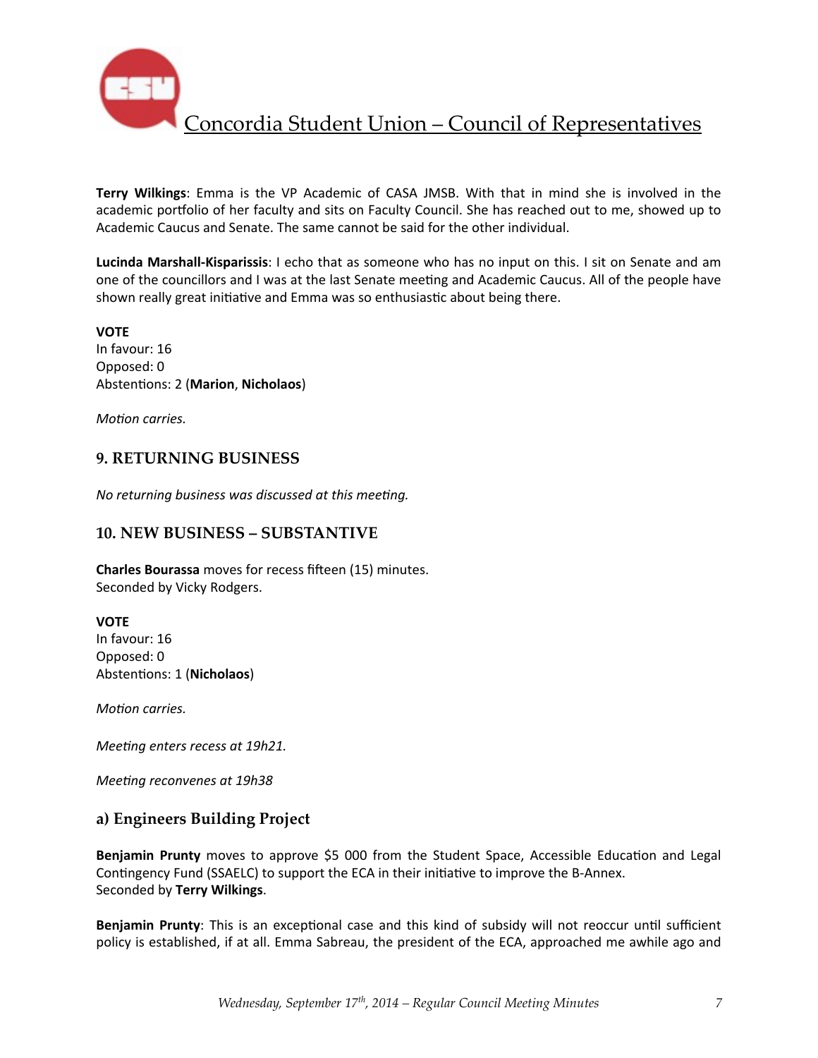**Terry Wilkings**: Emma is the VP Academic of CASA JMSB. With that in mind she is involved in the academic portfolio of her faculty and sits on Faculty Council. She has reached out to me, showed up to Academic Caucus and Senate. The same cannot be said for the other individual.

**Lucinda Marshall-Kisparissis**: I echo that as someone who has no input on this. I sit on Senate and am one of the councillors and I was at the last Senate meeting and Academic Caucus. All of the people have shown really great initiative and Emma was so enthusiastic about being there.

**VOTE**
In favour: 16
Opposed: 0
Abstentions: 2 (**Marion**, **Nicholaos**)

*Motion carries.*

## 9. RETURNING BUSINESS

*No returning business was discussed at this meeting.*

## 10. NEW BUSINESS – SUBSTANTIVE

**Charles Bourassa** moves for recess fifteen (15) minutes.
Seconded by Vicky Rodgers.

**VOTE**
In favour: 16
Opposed: 0
Abstentions: 1 (**Nicholaos**)

*Motion carries.*

*Meeting enters recess at 19h21.*

*Meeting reconvenes at 19h38*

### a) Engineers Building Project

**Benjamin Prunty** moves to approve $5 000 from the Student Space, Accessible Education and Legal Contingency Fund (SSAELC) to support the ECA in their initiative to improve the B-Annex.
Seconded by **Terry Wilkings**.

**Benjamin Prunty**: This is an exceptional case and this kind of subsidy will not reoccur until sufficient policy is established, if at all. Emma Sabreau, the president of the ECA, approached me awhile ago and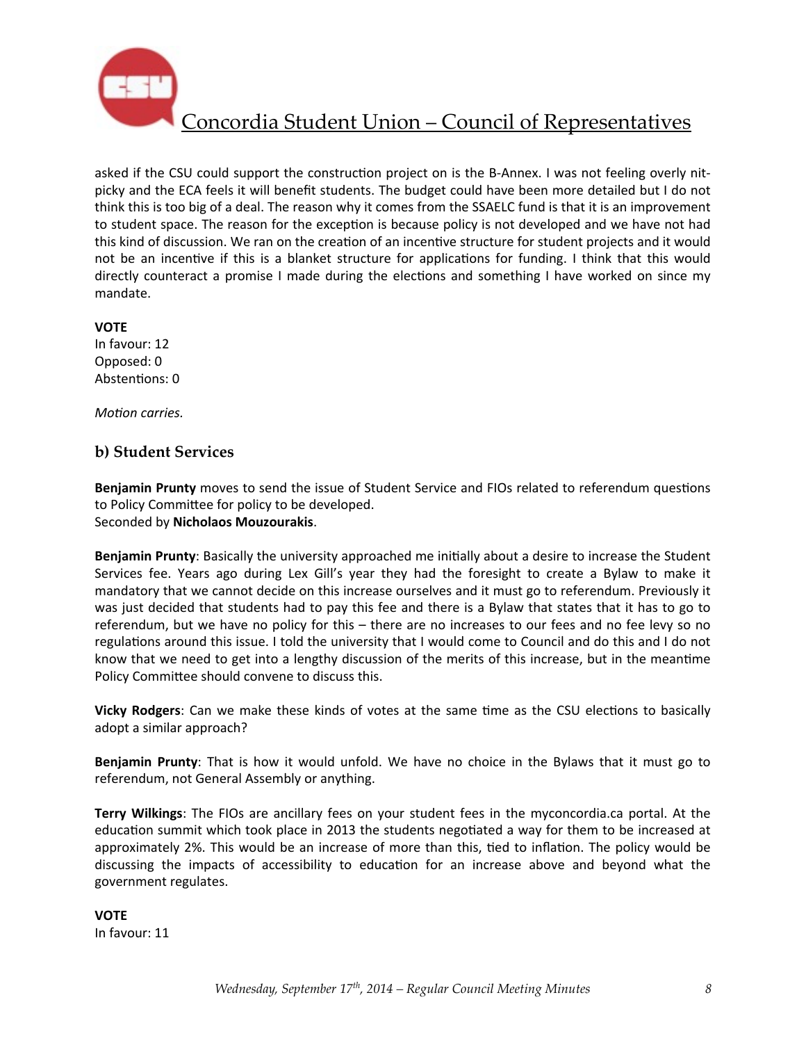asked if the CSU could support the construction project on is the B-Annex. I was not feeling overly nit-picky and the ECA feels it will benefit students. The budget could have been more detailed but I do not think this is too big of a deal. The reason why it comes from the SSAELC fund is that it is an improvement to student space. The reason for the exception is because policy is not developed and we have not had this kind of discussion. We ran on the creation of an incentive structure for student projects and it would not be an incentive if this is a blanket structure for applications for funding. I think that this would directly counteract a promise I made during the elections and something I have worked on since my mandate.

**VOTE**
In favour: 12
Opposed: 0
Abstentions: 0

*Motion carries.*

### b) Student Services

**Benjamin Prunty** moves to send the issue of Student Service and FIOs related to referendum questions to Policy Committee for policy to be developed.
Seconded by **Nicholaos Mouzourakis**.

**Benjamin Prunty**: Basically the university approached me initially about a desire to increase the Student Services fee. Years ago during Lex Gill's year they had the foresight to create a Bylaw to make it mandatory that we cannot decide on this increase ourselves and it must go to referendum. Previously it was just decided that students had to pay this fee and there is a Bylaw that states that it has to go to referendum, but we have no policy for this – there are no increases to our fees and no fee levy so no regulations around this issue. I told the university that I would come to Council and do this and I do not know that we need to get into a lengthy discussion of the merits of this increase, but in the meantime Policy Committee should convene to discuss this.

**Vicky Rodgers**: Can we make these kinds of votes at the same time as the CSU elections to basically adopt a similar approach?

**Benjamin Prunty**: That is how it would unfold. We have no choice in the Bylaws that it must go to referendum, not General Assembly or anything.

**Terry Wilkings**: The FIOs are ancillary fees on your student fees in the myconcordia.ca portal. At the education summit which took place in 2013 the students negotiated a way for them to be increased at approximately 2%. This would be an increase of more than this, tied to inflation. The policy would be discussing the impacts of accessibility to education for an increase above and beyond what the government regulates.

**VOTE**
In favour: 11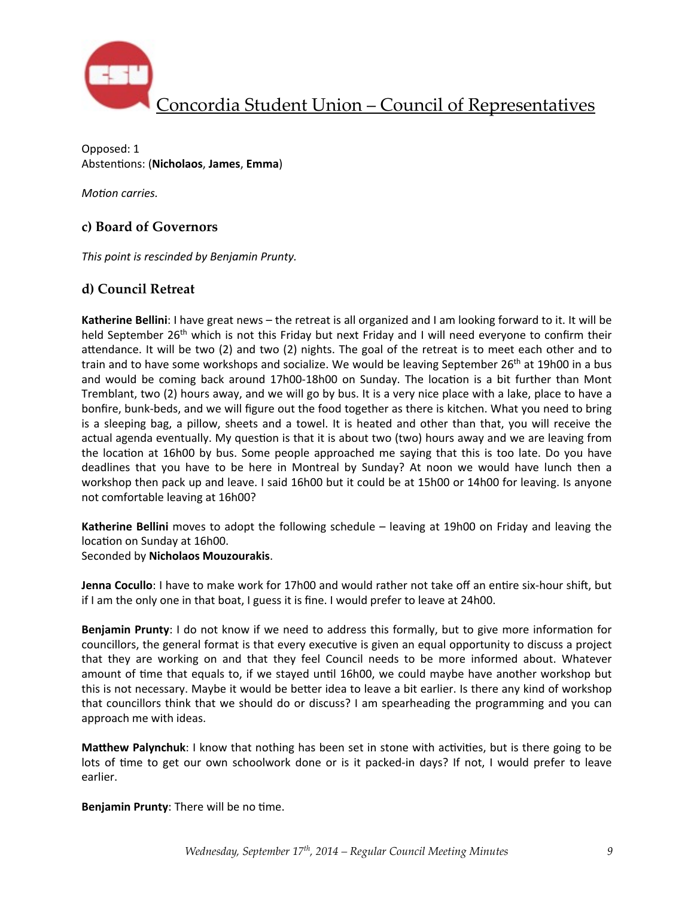Opposed: 1
Abstentions: (**Nicholaos**, **James**, **Emma**)

*Motion carries.*

### c) Board of Governors

*This point is rescinded by Benjamin Prunty.*

### d) Council Retreat

**Katherine Bellini**: I have great news – the retreat is all organized and I am looking forward to it. It will be held September 26th which is not this Friday but next Friday and I will need everyone to confirm their attendance. It will be two (2) and two (2) nights. The goal of the retreat is to meet each other and to train and to have some workshops and socialize. We would be leaving September 26th at 19h00 in a bus and would be coming back around 17h00-18h00 on Sunday. The location is a bit further than Mont Tremblant, two (2) hours away, and we will go by bus. It is a very nice place with a lake, place to have a bonfire, bunk-beds, and we will figure out the food together as there is kitchen. What you need to bring is a sleeping bag, a pillow, sheets and a towel. It is heated and other than that, you will receive the actual agenda eventually. My question is that it is about two (two) hours away and we are leaving from the location at 16h00 by bus. Some people approached me saying that this is too late. Do you have deadlines that you have to be here in Montreal by Sunday? At noon we would have lunch then a workshop then pack up and leave. I said 16h00 but it could be at 15h00 or 14h00 for leaving. Is anyone not comfortable leaving at 16h00?

**Katherine Bellini** moves to adopt the following schedule – leaving at 19h00 on Friday and leaving the location on Sunday at 16h00.
Seconded by **Nicholaos Mouzourakis**.

**Jenna Cocullo**: I have to make work for 17h00 and would rather not take off an entire six-hour shift, but if I am the only one in that boat, I guess it is fine. I would prefer to leave at 24h00.

**Benjamin Prunty**: I do not know if we need to address this formally, but to give more information for councillors, the general format is that every executive is given an equal opportunity to discuss a project that they are working on and that they feel Council needs to be more informed about. Whatever amount of time that equals to, if we stayed until 16h00, we could maybe have another workshop but this is not necessary. Maybe it would be better idea to leave a bit earlier. Is there any kind of workshop that councillors think that we should do or discuss? I am spearheading the programming and you can approach me with ideas.

**Matthew Palynchuk**: I know that nothing has been set in stone with activities, but is there going to be lots of time to get our own schoolwork done or is it packed-in days? If not, I would prefer to leave earlier.

**Benjamin Prunty**: There will be no time.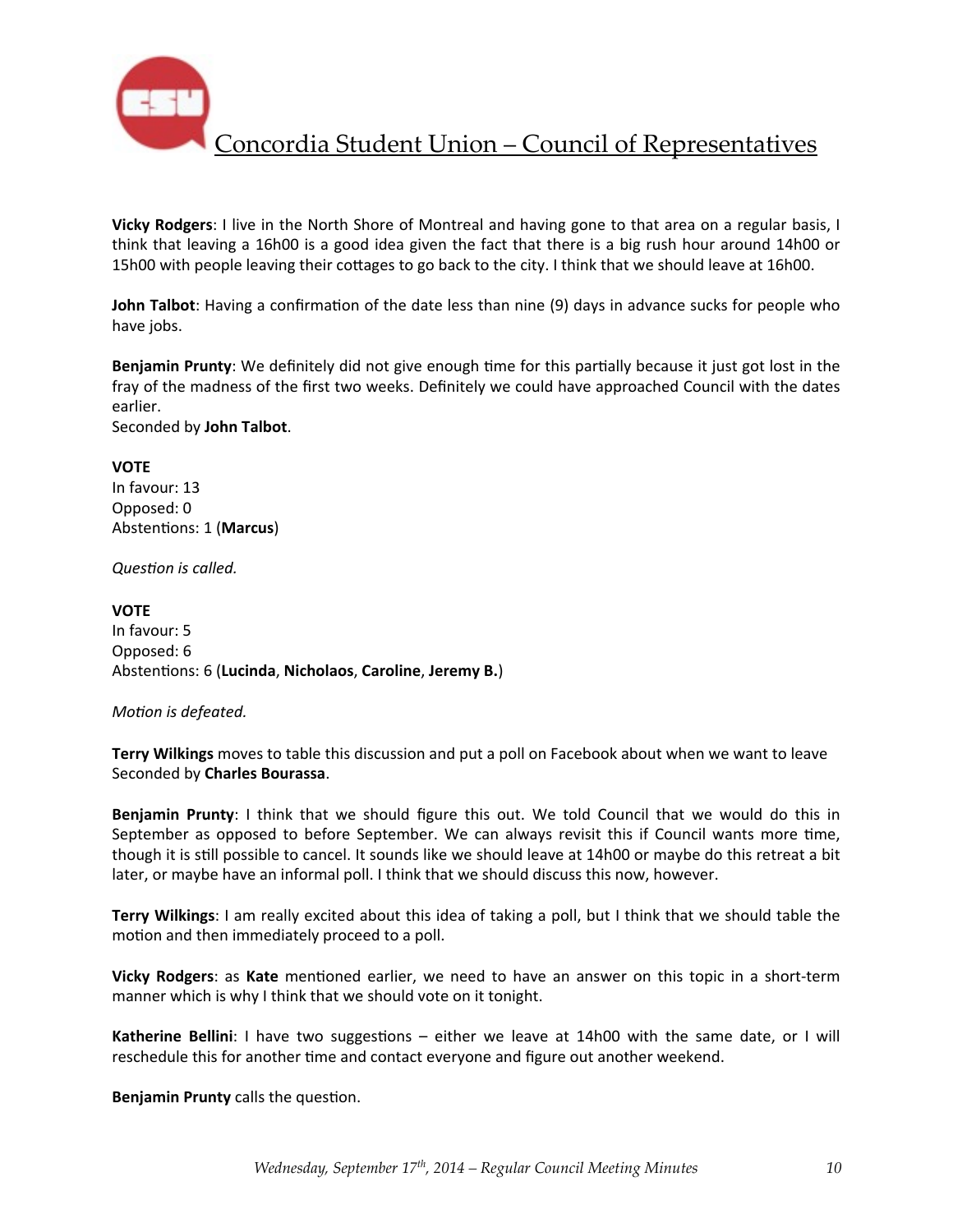**Vicky Rodgers**: I live in the North Shore of Montreal and having gone to that area on a regular basis, I think that leaving a 16h00 is a good idea given the fact that there is a big rush hour around 14h00 or 15h00 with people leaving their cottages to go back to the city. I think that we should leave at 16h00.

**John Talbot**: Having a confirmation of the date less than nine (9) days in advance sucks for people who have jobs.

**Benjamin Prunty**: We definitely did not give enough time for this partially because it just got lost in the fray of the madness of the first two weeks. Definitely we could have approached Council with the dates earlier.
Seconded by **John Talbot**.

**VOTE**
In favour: 13
Opposed: 0
Abstentions: 1 (**Marcus**)

*Question is called.*

**VOTE**
In favour: 5
Opposed: 6
Abstentions: 6 (**Lucinda**, **Nicholaos**, **Caroline**, **Jeremy B.**)

*Motion is defeated.*

**Terry Wilkings** moves to table this discussion and put a poll on Facebook about when we want to leave
Seconded by **Charles Bourassa**.

**Benjamin Prunty**: I think that we should figure this out. We told Council that we would do this in September as opposed to before September. We can always revisit this if Council wants more time, though it is still possible to cancel. It sounds like we should leave at 14h00 or maybe do this retreat a bit later, or maybe have an informal poll. I think that we should discuss this now, however.

**Terry Wilkings**: I am really excited about this idea of taking a poll, but I think that we should table the motion and then immediately proceed to a poll.

**Vicky Rodgers**: as **Kate** mentioned earlier, we need to have an answer on this topic in a short-term manner which is why I think that we should vote on it tonight.

**Katherine Bellini**: I have two suggestions – either we leave at 14h00 with the same date, or I will reschedule this for another time and contact everyone and figure out another weekend.

**Benjamin Prunty** calls the question.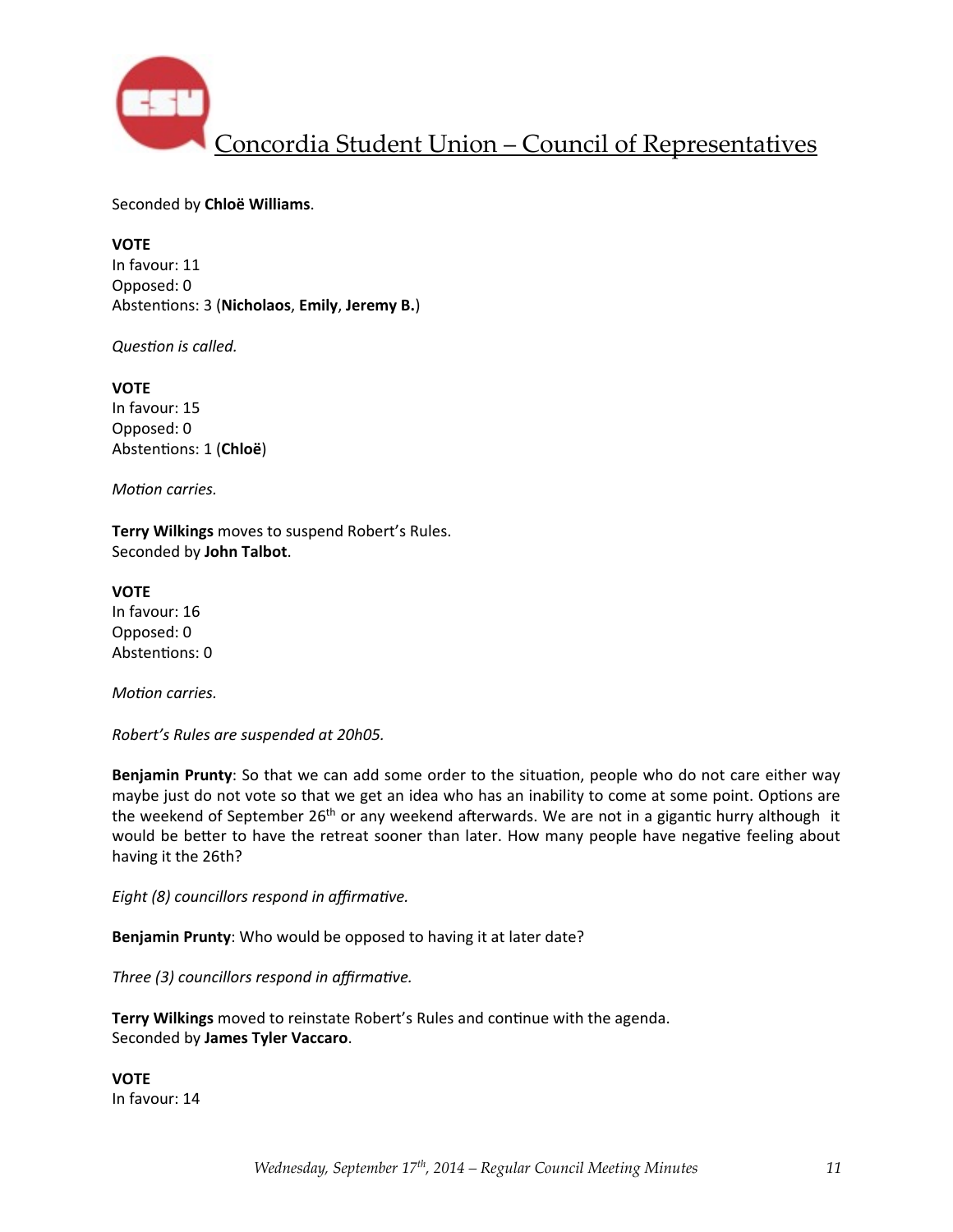Seconded by **Chloë Williams**.

**VOTE**
In favour: 11
Opposed: 0
Abstentions: 3 (**Nicholaos**, **Emily**, **Jeremy B.**)

*Question is called.*

**VOTE**
In favour: 15
Opposed: 0
Abstentions: 1 (**Chloë**)

*Motion carries.*

**Terry Wilkings** moves to suspend Robert's Rules.
Seconded by **John Talbot**.

**VOTE**
In favour: 16
Opposed: 0
Abstentions: 0

*Motion carries.*

*Robert's Rules are suspended at 20h05.*

**Benjamin Prunty**: So that we can add some order to the situation, people who do not care either way maybe just do not vote so that we get an idea who has an inability to come at some point. Options are the weekend of September 26th or any weekend afterwards. We are not in a gigantic hurry although it would be better to have the retreat sooner than later. How many people have negative feeling about having it the 26th?

*Eight (8) councillors respond in affirmative.*

**Benjamin Prunty**: Who would be opposed to having it at later date?

*Three (3) councillors respond in affirmative.*

**Terry Wilkings** moved to reinstate Robert's Rules and continue with the agenda.
Seconded by **James Tyler Vaccaro**.

**VOTE**
In favour: 14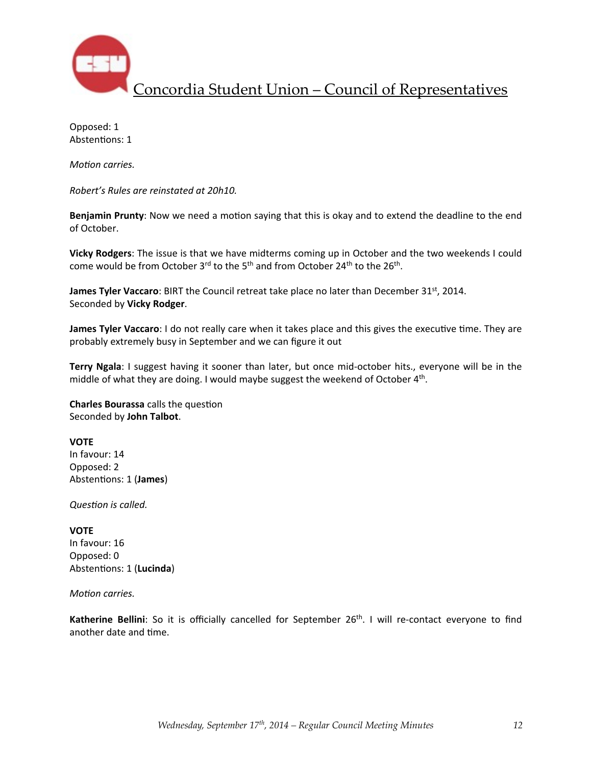Opposed: 1
Abstentions: 1

*Motion carries.*

*Robert's Rules are reinstated at 20h10.*

**Benjamin Prunty**: Now we need a motion saying that this is okay and to extend the deadline to the end of October.

**Vicky Rodgers**: The issue is that we have midterms coming up in October and the two weekends I could come would be from October 3rd to the 5th and from October 24th to the 26th.

**James Tyler Vaccaro**: BIRT the Council retreat take place no later than December 31st, 2014.
Seconded by **Vicky Rodger**.

**James Tyler Vaccaro**: I do not really care when it takes place and this gives the executive time. They are probably extremely busy in September and we can figure it out

**Terry Ngala**: I suggest having it sooner than later, but once mid-october hits., everyone will be in the middle of what they are doing. I would maybe suggest the weekend of October 4th.

**Charles Bourassa** calls the question
Seconded by **John Talbot**.

**VOTE**
In favour: 14
Opposed: 2
Abstentions: 1 (**James**)

*Question is called.*

**VOTE**
In favour: 16
Opposed: 0
Abstentions: 1 (**Lucinda**)

*Motion carries.*

**Katherine Bellini**: So it is officially cancelled for September 26th. I will re-contact everyone to find another date and time.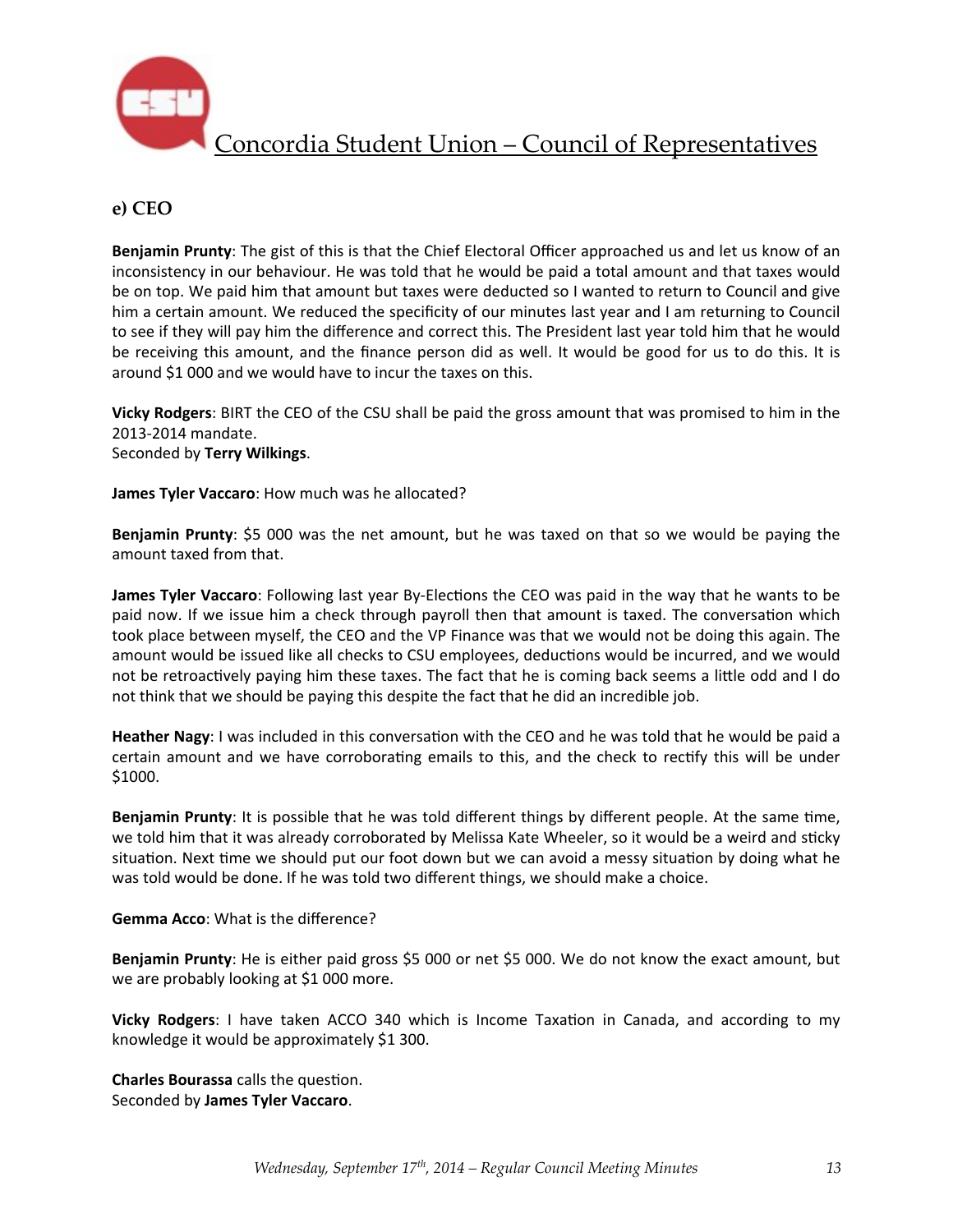## e) CEO

**Benjamin Prunty**: The gist of this is that the Chief Electoral Officer approached us and let us know of an inconsistency in our behaviour. He was told that he would be paid a total amount and that taxes would be on top. We paid him that amount but taxes were deducted so I wanted to return to Council and give him a certain amount. We reduced the specificity of our minutes last year and I am returning to Council to see if they will pay him the difference and correct this. The President last year told him that he would be receiving this amount, and the finance person did as well. It would be good for us to do this. It is around $1 000 and we would have to incur the taxes on this.

**Vicky Rodgers**: BIRT the CEO of the CSU shall be paid the gross amount that was promised to him in the 2013-2014 mandate.
Seconded by **Terry Wilkings**.

**James Tyler Vaccaro**: How much was he allocated?

**Benjamin Prunty**: $5 000 was the net amount, but he was taxed on that so we would be paying the amount taxed from that.

**James Tyler Vaccaro**: Following last year By-Elections the CEO was paid in the way that he wants to be paid now. If we issue him a check through payroll then that amount is taxed. The conversation which took place between myself, the CEO and the VP Finance was that we would not be doing this again. The amount would be issued like all checks to CSU employees, deductions would be incurred, and we would not be retroactively paying him these taxes. The fact that he is coming back seems a little odd and I do not think that we should be paying this despite the fact that he did an incredible job.

**Heather Nagy**: I was included in this conversation with the CEO and he was told that he would be paid a certain amount and we have corroborating emails to this, and the check to rectify this will be under $1000.

**Benjamin Prunty**: It is possible that he was told different things by different people. At the same time, we told him that it was already corroborated by Melissa Kate Wheeler, so it would be a weird and sticky situation. Next time we should put our foot down but we can avoid a messy situation by doing what he was told would be done. If he was told two different things, we should make a choice.

**Gemma Acco**: What is the difference?

**Benjamin Prunty**: He is either paid gross $5 000 or net $5 000. We do not know the exact amount, but we are probably looking at $1 000 more.

**Vicky Rodgers**: I have taken ACCO 340 which is Income Taxation in Canada, and according to my knowledge it would be approximately $1 300.

**Charles Bourassa** calls the question.
Seconded by **James Tyler Vaccaro**.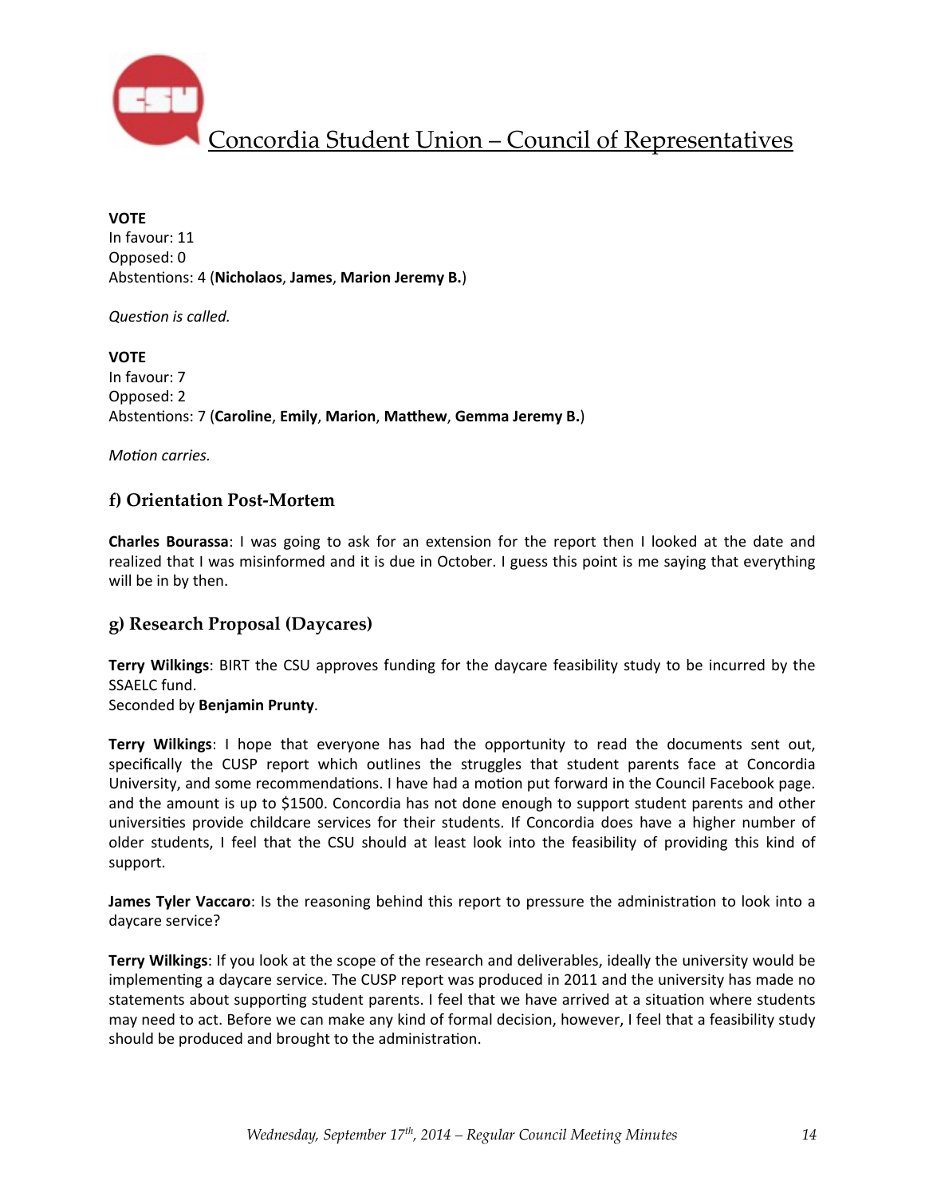**VOTE**
In favour: 11
Opposed: 0
Abstentions: 4 (**Nicholaos**, **James**, **Marion Jeremy B.**)

*Question is called.*

**VOTE**
In favour: 7
Opposed: 2
Abstentions: 7 (**Caroline**, **Emily**, **Marion**, **Matthew**, **Gemma Jeremy B.**)

*Motion carries.*

## f) Orientation Post-Mortem

**Charles Bourassa**: I was going to ask for an extension for the report then I looked at the date and realized that I was misinformed and it is due in October. I guess this point is me saying that everything will be in by then.

## g) Research Proposal (Daycares)

**Terry Wilkings**: BIRT the CSU approves funding for the daycare feasibility study to be incurred by the SSAELC fund.
Seconded by **Benjamin Prunty**.

**Terry Wilkings**: I hope that everyone has had the opportunity to read the documents sent out, specifically the CUSP report which outlines the struggles that student parents face at Concordia University, and some recommendations. I have had a motion put forward in the Council Facebook page. and the amount is up to $1500. Concordia has not done enough to support student parents and other universities provide childcare services for their students. If Concordia does have a higher number of older students, I feel that the CSU should at least look into the feasibility of providing this kind of support.

**James Tyler Vaccaro**: Is the reasoning behind this report to pressure the administration to look into a daycare service?

**Terry Wilkings**: If you look at the scope of the research and deliverables, ideally the university would be implementing a daycare service. The CUSP report was produced in 2011 and the university has made no statements about supporting student parents. I feel that we have arrived at a situation where students may need to act. Before we can make any kind of formal decision, however, I feel that a feasibility study should be produced and brought to the administration.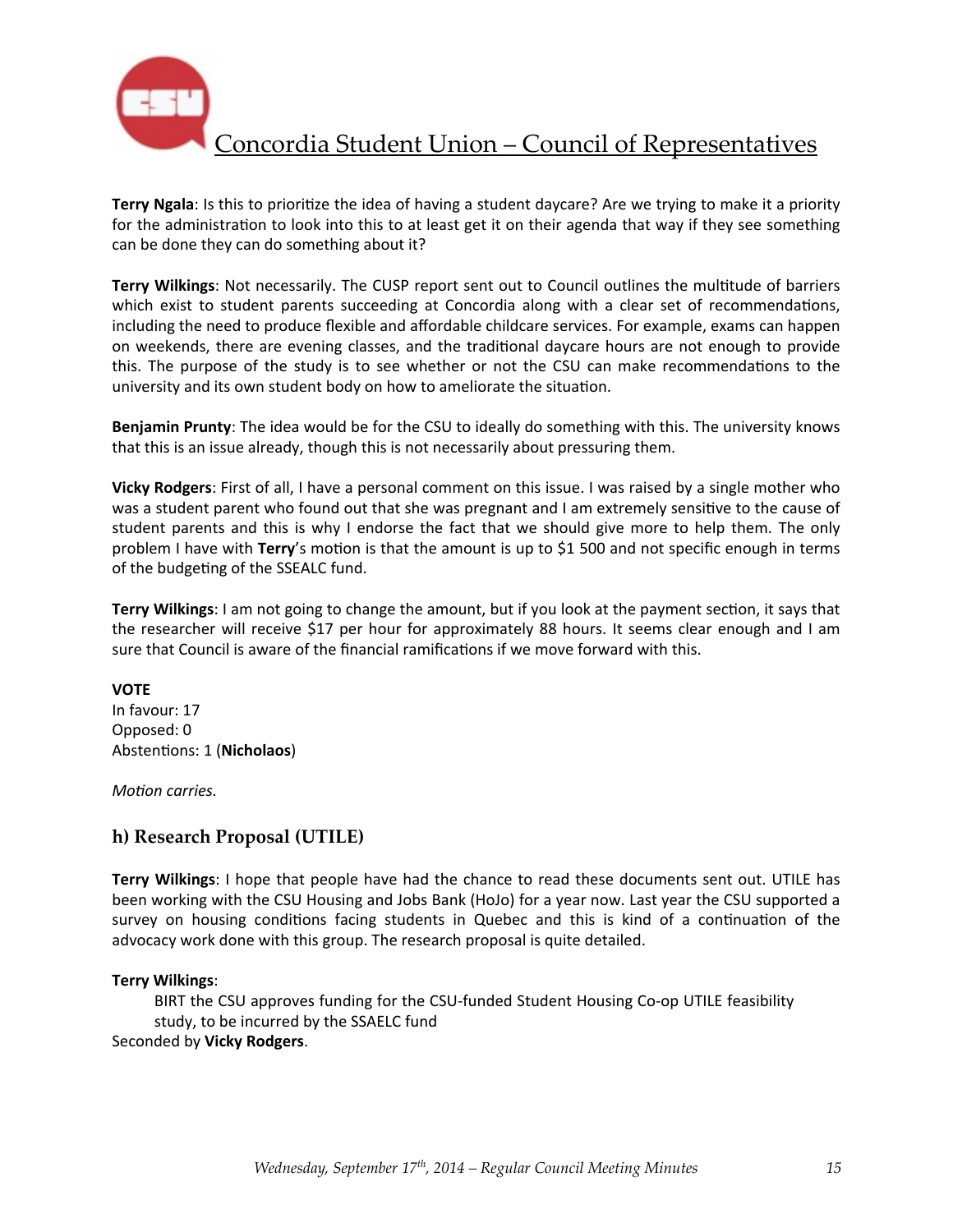**Terry Ngala**: Is this to prioritize the idea of having a student daycare? Are we trying to make it a priority for the administration to look into this to at least get it on their agenda that way if they see something can be done they can do something about it?

**Terry Wilkings**: Not necessarily. The CUSP report sent out to Council outlines the multitude of barriers which exist to student parents succeeding at Concordia along with a clear set of recommendations, including the need to produce flexible and affordable childcare services. For example, exams can happen on weekends, there are evening classes, and the traditional daycare hours are not enough to provide this. The purpose of the study is to see whether or not the CSU can make recommendations to the university and its own student body on how to ameliorate the situation.

**Benjamin Prunty**: The idea would be for the CSU to ideally do something with this. The university knows that this is an issue already, though this is not necessarily about pressuring them.

**Vicky Rodgers**: First of all, I have a personal comment on this issue. I was raised by a single mother who was a student parent who found out that she was pregnant and I am extremely sensitive to the cause of student parents and this is why I endorse the fact that we should give more to help them. The only problem I have with **Terry**'s motion is that the amount is up to $1 500 and not specific enough in terms of the budgeting of the SSEALC fund.

**Terry Wilkings**: I am not going to change the amount, but if you look at the payment section, it says that the researcher will receive $17 per hour for approximately 88 hours. It seems clear enough and I am sure that Council is aware of the financial ramifications if we move forward with this.

**VOTE**
In favour: 17
Opposed: 0
Abstentions: 1 (**Nicholaos**)

*Motion carries.*

### h) Research Proposal (UTILE)

**Terry Wilkings**: I hope that people have had the chance to read these documents sent out. UTILE has been working with the CSU Housing and Jobs Bank (HoJo) for a year now. Last year the CSU supported a survey on housing conditions facing students in Quebec and this is kind of a continuation of the advocacy work done with this group. The research proposal is quite detailed.

**Terry Wilkings**:

> BIRT the CSU approves funding for the CSU-funded Student Housing Co-op UTILE feasibility study, to be incurred by the SSAELC fund

Seconded by **Vicky Rodgers**.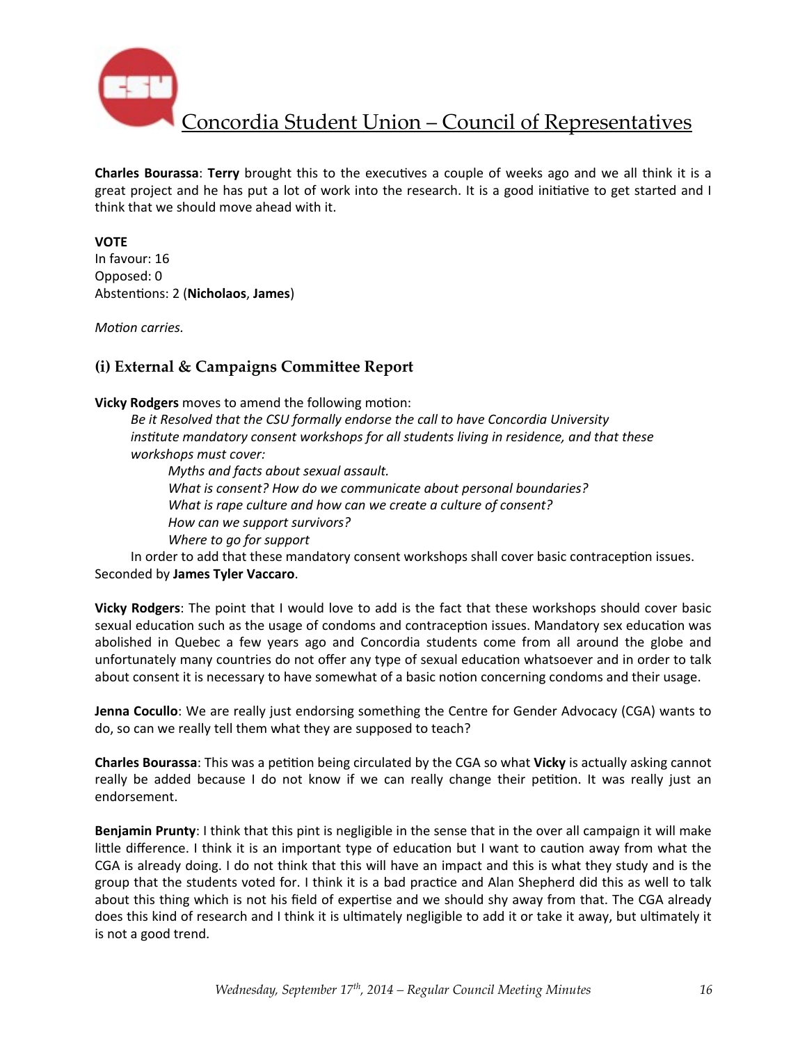**Charles Bourassa**: **Terry** brought this to the executives a couple of weeks ago and we all think it is a great project and he has put a lot of work into the research. It is a good initiative to get started and I think that we should move ahead with it.

**VOTE**
In favour: 16
Opposed: 0
Abstentions: 2 (**Nicholaos**, **James**)

*Motion carries.*

### (i) External & Campaigns Committee Report

**Vicky Rodgers** moves to amend the following motion:

> *Be it Resolved that the CSU formally endorse the call to have Concordia University institute mandatory consent workshops for all students living in residence, and that these workshops must cover:*
>
> > *Myths and facts about sexual assault.*
> > *What is consent? How do we communicate about personal boundaries?*
> > *What is rape culture and how can we create a culture of consent?*
> > *How can we support survivors?*
> > *Where to go for support*
>
> In order to add that these mandatory consent workshops shall cover basic contraception issues.

Seconded by **James Tyler Vaccaro**.

**Vicky Rodgers**: The point that I would love to add is the fact that these workshops should cover basic sexual education such as the usage of condoms and contraception issues. Mandatory sex education was abolished in Quebec a few years ago and Concordia students come from all around the globe and unfortunately many countries do not offer any type of sexual education whatsoever and in order to talk about consent it is necessary to have somewhat of a basic notion concerning condoms and their usage.

**Jenna Cocullo**: We are really just endorsing something the Centre for Gender Advocacy (CGA) wants to do, so can we really tell them what they are supposed to teach?

**Charles Bourassa**: This was a petition being circulated by the CGA so what **Vicky** is actually asking cannot really be added because I do not know if we can really change their petition. It was really just an endorsement.

**Benjamin Prunty**: I think that this pint is negligible in the sense that in the over all campaign it will make little difference. I think it is an important type of education but I want to caution away from what the CGA is already doing. I do not think that this will have an impact and this is what they study and is the group that the students voted for. I think it is a bad practice and Alan Shepherd did this as well to talk about this thing which is not his field of expertise and we should shy away from that. The CGA already does this kind of research and I think it is ultimately negligible to add it or take it away, but ultimately it is not a good trend.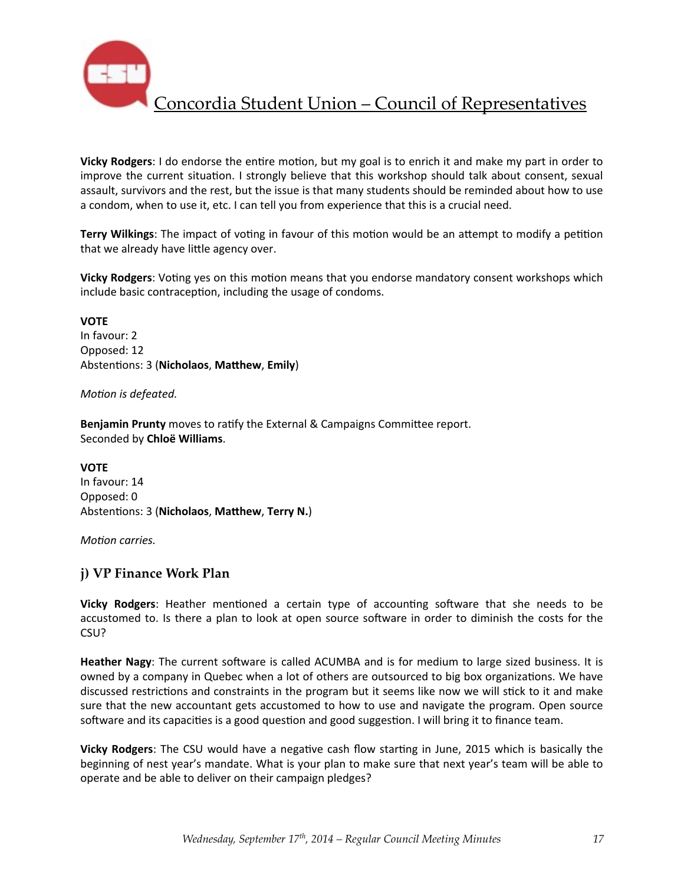**Vicky Rodgers**: I do endorse the entire motion, but my goal is to enrich it and make my part in order to improve the current situation. I strongly believe that this workshop should talk about consent, sexual assault, survivors and the rest, but the issue is that many students should be reminded about how to use a condom, when to use it, etc. I can tell you from experience that this is a crucial need.

**Terry Wilkings**: The impact of voting in favour of this motion would be an attempt to modify a petition that we already have little agency over.

**Vicky Rodgers**: Voting yes on this motion means that you endorse mandatory consent workshops which include basic contraception, including the usage of condoms.

**VOTE**
In favour: 2
Opposed: 12
Abstentions: 3 (**Nicholaos**, **Matthew**, **Emily**)

*Motion is defeated.*

**Benjamin Prunty** moves to ratify the External & Campaigns Committee report.
Seconded by **Chloë Williams**.

**VOTE**
In favour: 14
Opposed: 0
Abstentions: 3 (**Nicholaos**, **Matthew**, **Terry N.**)

*Motion carries.*

### j) VP Finance Work Plan

**Vicky Rodgers**: Heather mentioned a certain type of accounting software that she needs to be accustomed to. Is there a plan to look at open source software in order to diminish the costs for the CSU?

**Heather Nagy**: The current software is called ACUMBA and is for medium to large sized business. It is owned by a company in Quebec when a lot of others are outsourced to big box organizations. We have discussed restrictions and constraints in the program but it seems like now we will stick to it and make sure that the new accountant gets accustomed to how to use and navigate the program. Open source software and its capacities is a good question and good suggestion. I will bring it to finance team.

**Vicky Rodgers**: The CSU would have a negative cash flow starting in June, 2015 which is basically the beginning of nest year's mandate. What is your plan to make sure that next year's team will be able to operate and be able to deliver on their campaign pledges?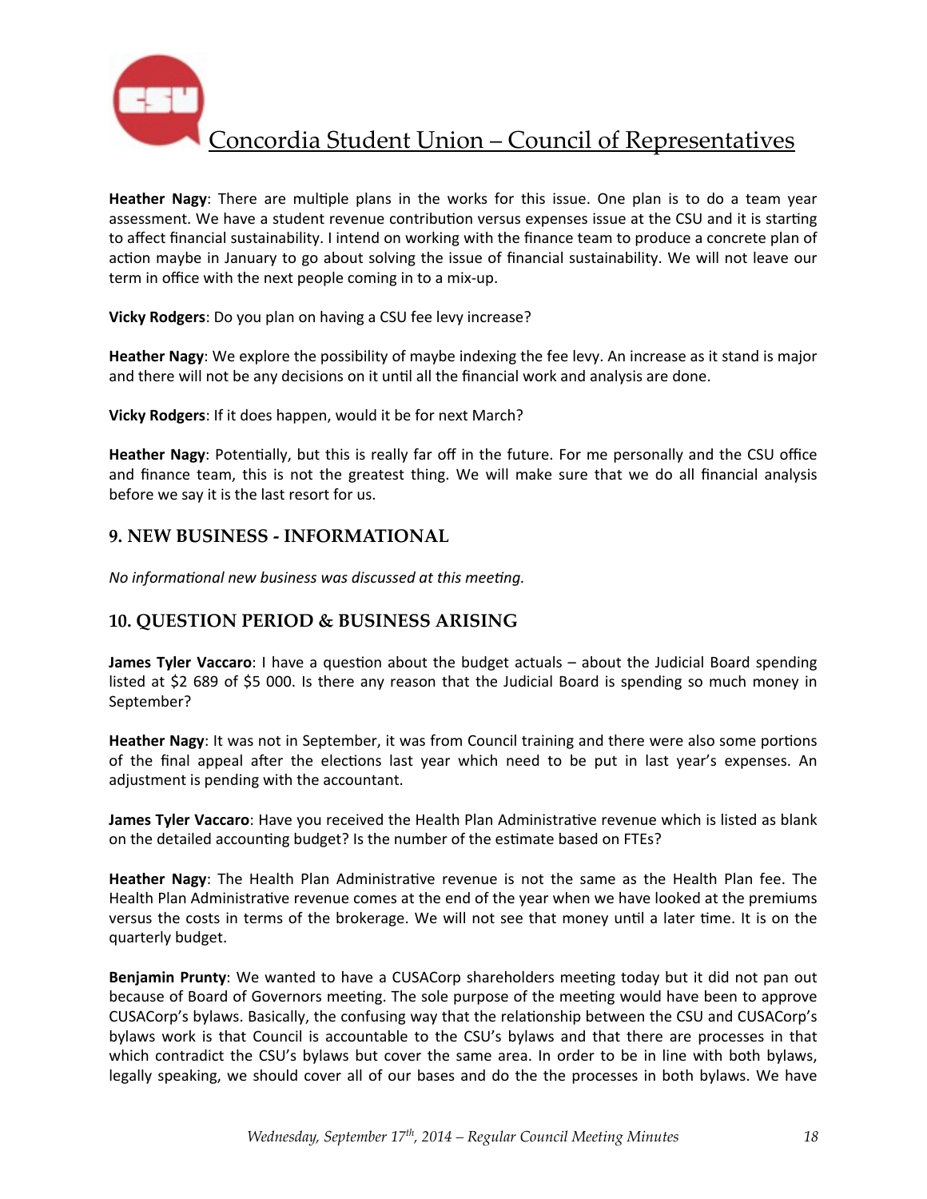**Heather Nagy**: There are multiple plans in the works for this issue. One plan is to do a team year assessment. We have a student revenue contribution versus expenses issue at the CSU and it is starting to affect financial sustainability. I intend on working with the finance team to produce a concrete plan of action maybe in January to go about solving the issue of financial sustainability. We will not leave our term in office with the next people coming in to a mix-up.

**Vicky Rodgers**: Do you plan on having a CSU fee levy increase?

**Heather Nagy**: We explore the possibility of maybe indexing the fee levy. An increase as it stand is major and there will not be any decisions on it until all the financial work and analysis are done.

**Vicky Rodgers**: If it does happen, would it be for next March?

**Heather Nagy**: Potentially, but this is really far off in the future. For me personally and the CSU office and finance team, this is not the greatest thing. We will make sure that we do all financial analysis before we say it is the last resort for us.

## 9. NEW BUSINESS - INFORMATIONAL

*No informational new business was discussed at this meeting.*

## 10. QUESTION PERIOD & BUSINESS ARISING

**James Tyler Vaccaro**: I have a question about the budget actuals – about the Judicial Board spending listed at $2 689 of $5 000. Is there any reason that the Judicial Board is spending so much money in September?

**Heather Nagy**: It was not in September, it was from Council training and there were also some portions of the final appeal after the elections last year which need to be put in last year's expenses. An adjustment is pending with the accountant.

**James Tyler Vaccaro**: Have you received the Health Plan Administrative revenue which is listed as blank on the detailed accounting budget? Is the number of the estimate based on FTEs?

**Heather Nagy**: The Health Plan Administrative revenue is not the same as the Health Plan fee. The Health Plan Administrative revenue comes at the end of the year when we have looked at the premiums versus the costs in terms of the brokerage. We will not see that money until a later time. It is on the quarterly budget.

**Benjamin Prunty**: We wanted to have a CUSACorp shareholders meeting today but it did not pan out because of Board of Governors meeting. The sole purpose of the meeting would have been to approve CUSACorp's bylaws. Basically, the confusing way that the relationship between the CSU and CUSACorp's bylaws work is that Council is accountable to the CSU's bylaws and that there are processes in that which contradict the CSU's bylaws but cover the same area. In order to be in line with both bylaws, legally speaking, we should cover all of our bases and do the the processes in both bylaws. We have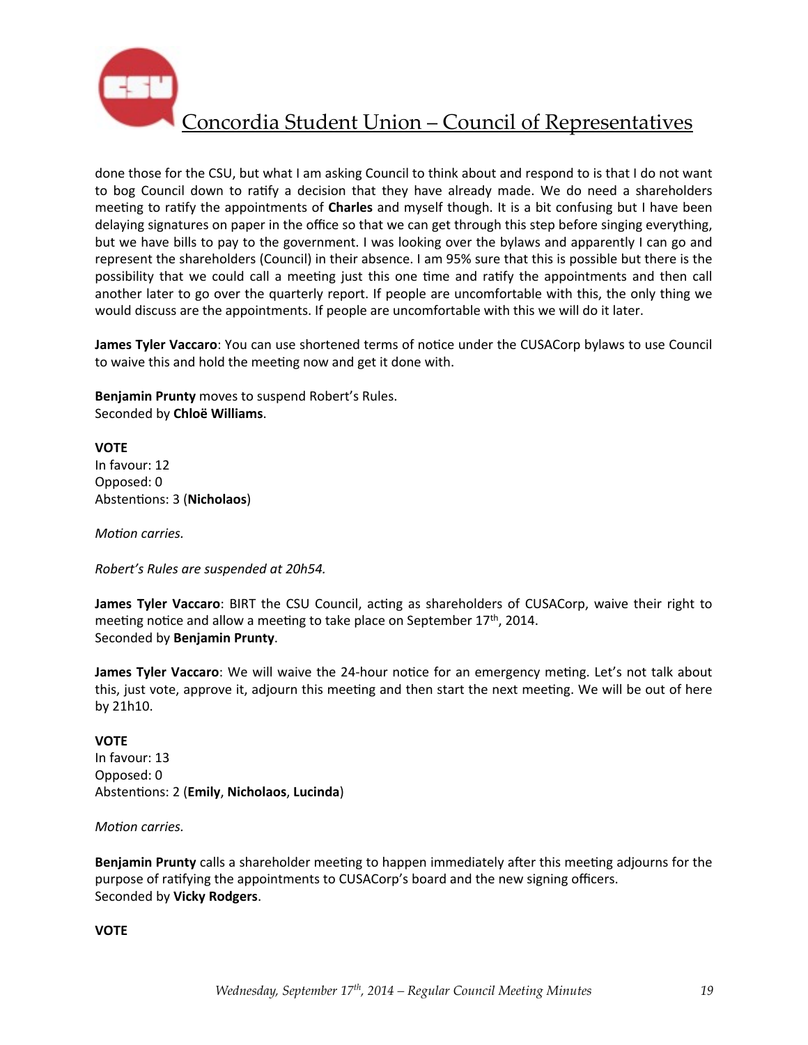done those for the CSU, but what I am asking Council to think about and respond to is that I do not want to bog Council down to ratify a decision that they have already made. We do need a shareholders meeting to ratify the appointments of **Charles** and myself though. It is a bit confusing but I have been delaying signatures on paper in the office so that we can get through this step before singing everything, but we have bills to pay to the government. I was looking over the bylaws and apparently I can go and represent the shareholders (Council) in their absence. I am 95% sure that this is possible but there is the possibility that we could call a meeting just this one time and ratify the appointments and then call another later to go over the quarterly report. If people are uncomfortable with this, the only thing we would discuss are the appointments. If people are uncomfortable with this we will do it later.

**James Tyler Vaccaro**: You can use shortened terms of notice under the CUSACorp bylaws to use Council to waive this and hold the meeting now and get it done with.

**Benjamin Prunty** moves to suspend Robert's Rules.
Seconded by **Chloë Williams**.

**VOTE**
In favour: 12
Opposed: 0
Abstentions: 3 (**Nicholaos**)

*Motion carries.*

*Robert's Rules are suspended at 20h54.*

**James Tyler Vaccaro**: BIRT the CSU Council, acting as shareholders of CUSACorp, waive their right to meeting notice and allow a meeting to take place on September 17th, 2014.
Seconded by **Benjamin Prunty**.

**James Tyler Vaccaro**: We will waive the 24-hour notice for an emergency meting. Let's not talk about this, just vote, approve it, adjourn this meeting and then start the next meeting. We will be out of here by 21h10.

**VOTE**
In favour: 13
Opposed: 0
Abstentions: 2 (**Emily**, **Nicholaos**, **Lucinda**)

*Motion carries.*

**Benjamin Prunty** calls a shareholder meeting to happen immediately after this meeting adjourns for the purpose of ratifying the appointments to CUSACorp's board and the new signing officers.
Seconded by **Vicky Rodgers**.

**VOTE**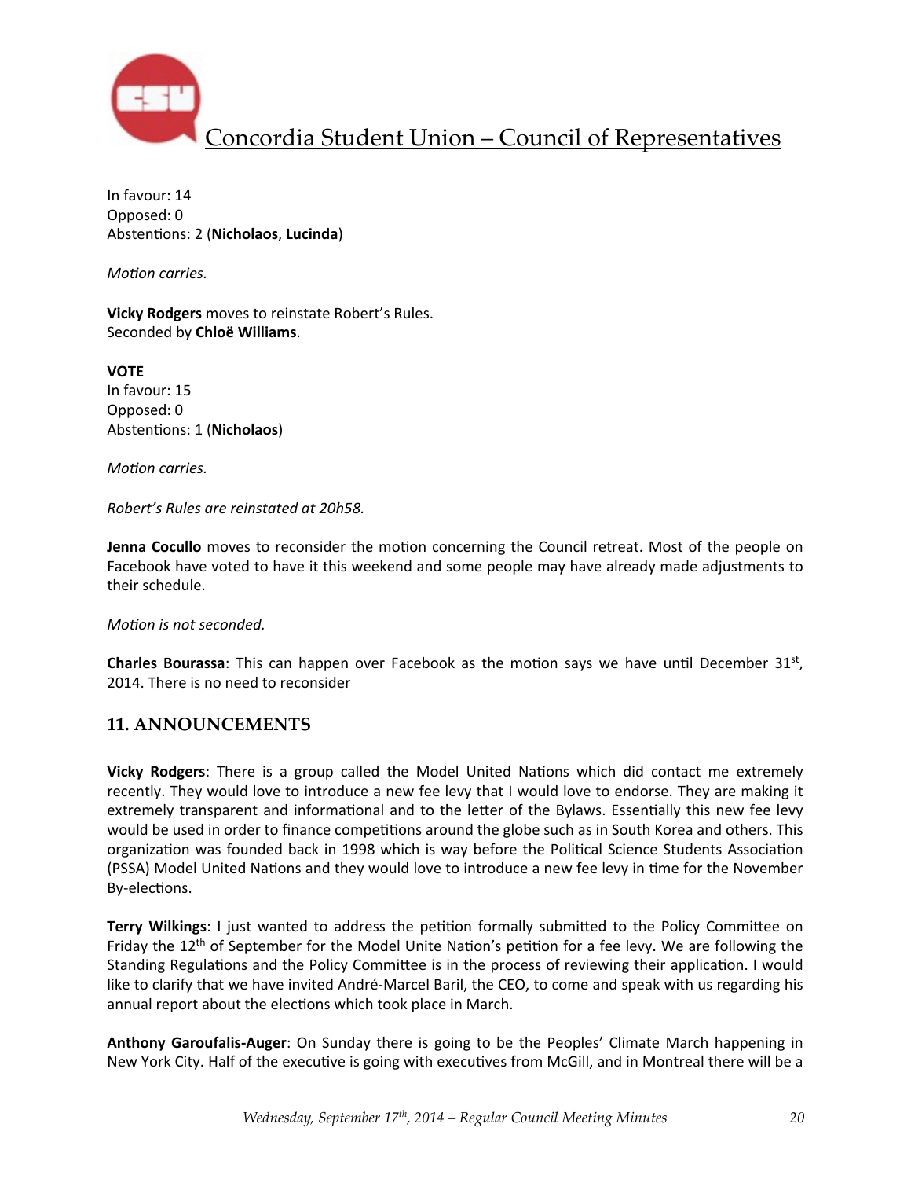In favour: 14
Opposed: 0
Abstentions: 2 (**Nicholaos**, **Lucinda**)

*Motion carries.*

**Vicky Rodgers** moves to reinstate Robert's Rules.
Seconded by **Chloë Williams**.

**VOTE**
In favour: 15
Opposed: 0
Abstentions: 1 (**Nicholaos**)

*Motion carries.*

*Robert's Rules are reinstated at 20h58.*

**Jenna Cocullo** moves to reconsider the motion concerning the Council retreat. Most of the people on Facebook have voted to have it this weekend and some people may have already made adjustments to their schedule.

*Motion is not seconded.*

**Charles Bourassa**: This can happen over Facebook as the motion says we have until December 31st, 2014. There is no need to reconsider

## 11. ANNOUNCEMENTS

**Vicky Rodgers**: There is a group called the Model United Nations which did contact me extremely recently. They would love to introduce a new fee levy that I would love to endorse. They are making it extremely transparent and informational and to the letter of the Bylaws. Essentially this new fee levy would be used in order to finance competitions around the globe such as in South Korea and others. This organization was founded back in 1998 which is way before the Political Science Students Association (PSSA) Model United Nations and they would love to introduce a new fee levy in time for the November By-elections.

**Terry Wilkings**: I just wanted to address the petition formally submitted to the Policy Committee on Friday the 12th of September for the Model Unite Nation's petition for a fee levy. We are following the Standing Regulations and the Policy Committee is in the process of reviewing their application. I would like to clarify that we have invited André-Marcel Baril, the CEO, to come and speak with us regarding his annual report about the elections which took place in March.

**Anthony Garoufalis-Auger**: On Sunday there is going to be the Peoples' Climate March happening in New York City. Half of the executive is going with executives from McGill, and in Montreal there will be a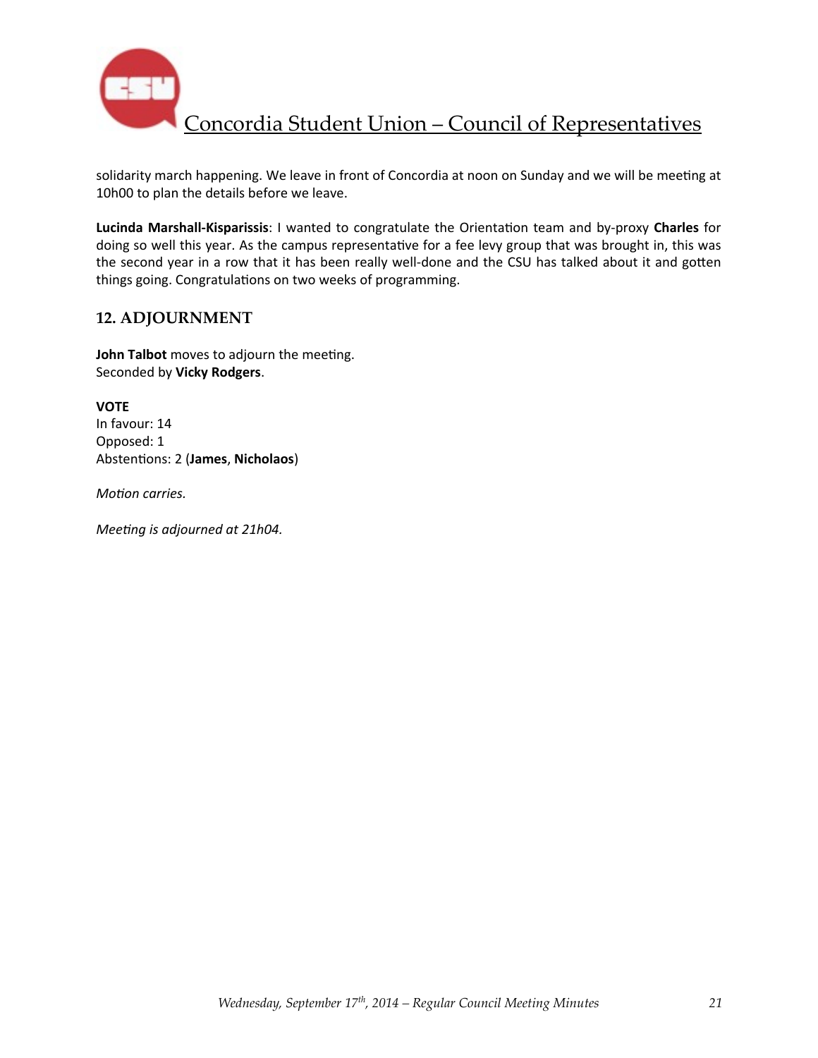solidarity march happening. We leave in front of Concordia at noon on Sunday and we will be meeting at 10h00 to plan the details before we leave.

**Lucinda Marshall-Kisparissis**: I wanted to congratulate the Orientation team and by-proxy **Charles** for doing so well this year. As the campus representative for a fee levy group that was brought in, this was the second year in a row that it has been really well-done and the CSU has talked about it and gotten things going. Congratulations on two weeks of programming.

## 12. ADJOURNMENT

**John Talbot** moves to adjourn the meeting.
Seconded by **Vicky Rodgers**.

**VOTE**
In favour: 14
Opposed: 1
Abstentions: 2 (**James**, **Nicholaos**)

*Motion carries.*

*Meeting is adjourned at 21h04.*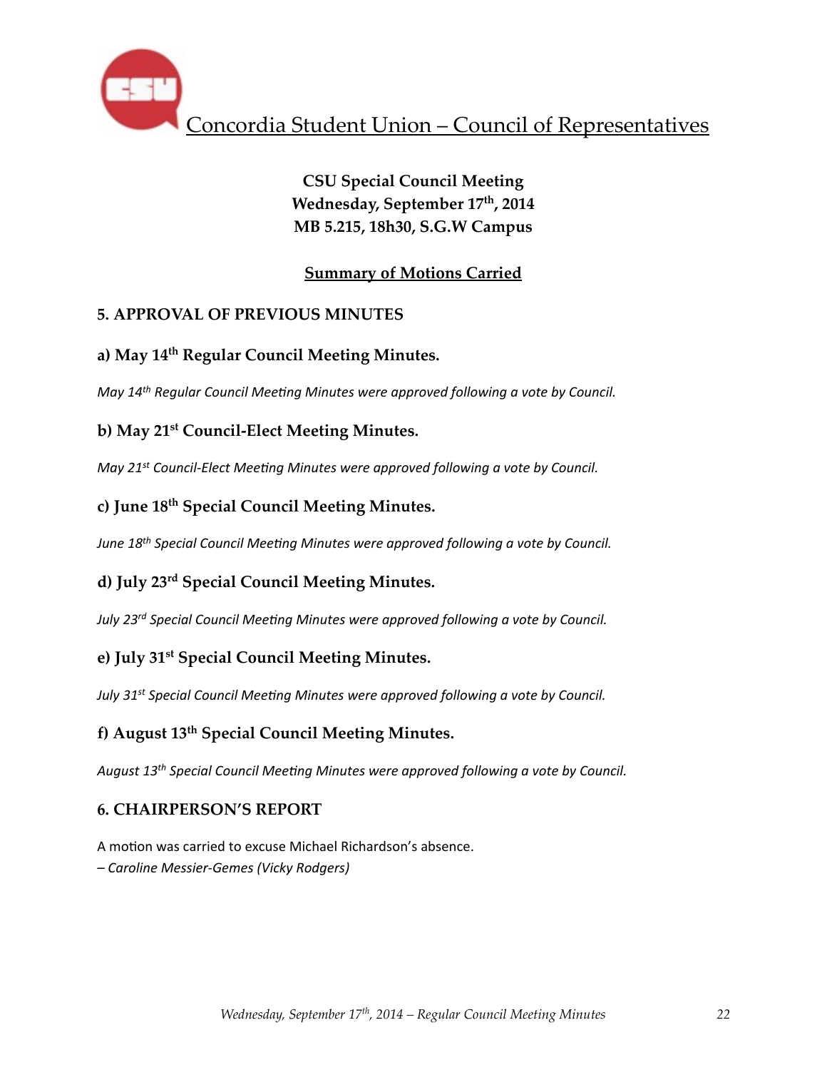Concordia Student Union – Council of Representatives

**CSU Special Council Meeting**
**Wednesday, September 17th, 2014**
**MB 5.215, 18h30, S.G.W Campus**

**Summary of Motions Carried**

### 5. APPROVAL OF PREVIOUS MINUTES

#### a) May 14th Regular Council Meeting Minutes.

*May 14th Regular Council Meeting Minutes were approved following a vote by Council.*

#### b) May 21st Council-Elect Meeting Minutes.

*May 21st Council-Elect Meeting Minutes were approved following a vote by Council.*

#### c) June 18th Special Council Meeting Minutes.

*June 18th Special Council Meeting Minutes were approved following a vote by Council.*

#### d) July 23rd Special Council Meeting Minutes.

*July 23rd Special Council Meeting Minutes were approved following a vote by Council.*

#### e) July 31st Special Council Meeting Minutes.

*July 31st Special Council Meeting Minutes were approved following a vote by Council.*

#### f) August 13th Special Council Meeting Minutes.

*August 13th Special Council Meeting Minutes were approved following a vote by Council.*

### 6. CHAIRPERSON'S REPORT

A motion was carried to excuse Michael Richardson's absence.
*– Caroline Messier-Gemes (Vicky Rodgers)*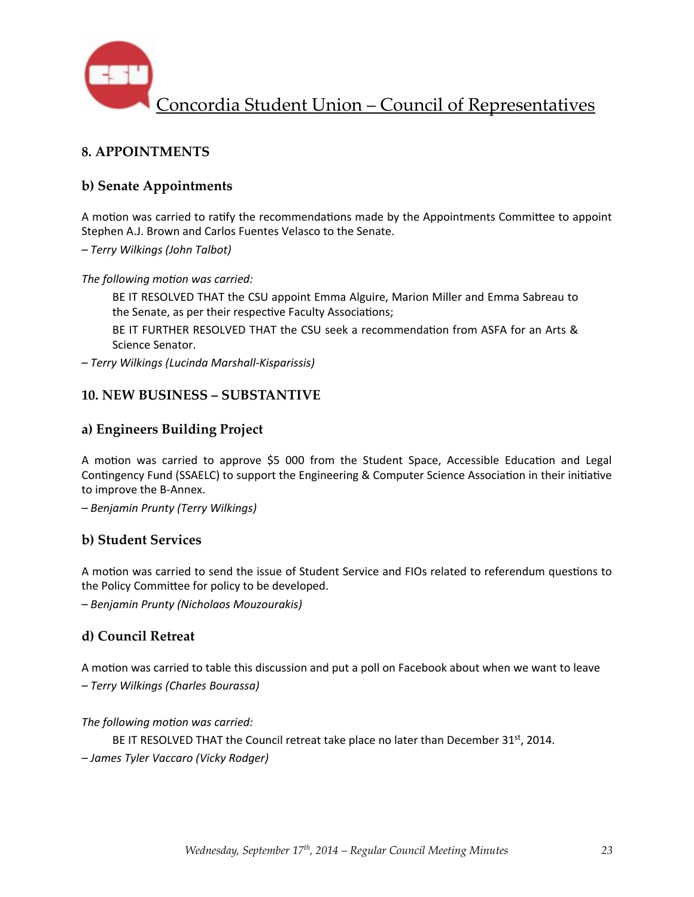## 8. APPOINTMENTS

### b) Senate Appointments

A motion was carried to ratify the recommendations made by the Appointments Committee to appoint Stephen A.J. Brown and Carlos Fuentes Velasco to the Senate.

*– Terry Wilkings (John Talbot)*

*The following motion was carried:*

> BE IT RESOLVED THAT the CSU appoint Emma Alguire, Marion Miller and Emma Sabreau to the Senate, as per their respective Faculty Associations;
>
> BE IT FURTHER RESOLVED THAT the CSU seek a recommendation from ASFA for an Arts & Science Senator.

*– Terry Wilkings (Lucinda Marshall-Kisparissis)*

## 10. NEW BUSINESS – SUBSTANTIVE

### a) Engineers Building Project

A motion was carried to approve $5 000 from the Student Space, Accessible Education and Legal Contingency Fund (SSAELC) to support the Engineering & Computer Science Association in their initiative to improve the B-Annex.

*– Benjamin Prunty (Terry Wilkings)*

### b) Student Services

A motion was carried to send the issue of Student Service and FIOs related to referendum questions to the Policy Committee for policy to be developed.

*– Benjamin Prunty (Nicholaos Mouzourakis)*

### d) Council Retreat

A motion was carried to table this discussion and put a poll on Facebook about when we want to leave

*– Terry Wilkings (Charles Bourassa)*

*The following motion was carried:*

> BE IT RESOLVED THAT the Council retreat take place no later than December 31st, 2014.

*– James Tyler Vaccaro (Vicky Rodger)*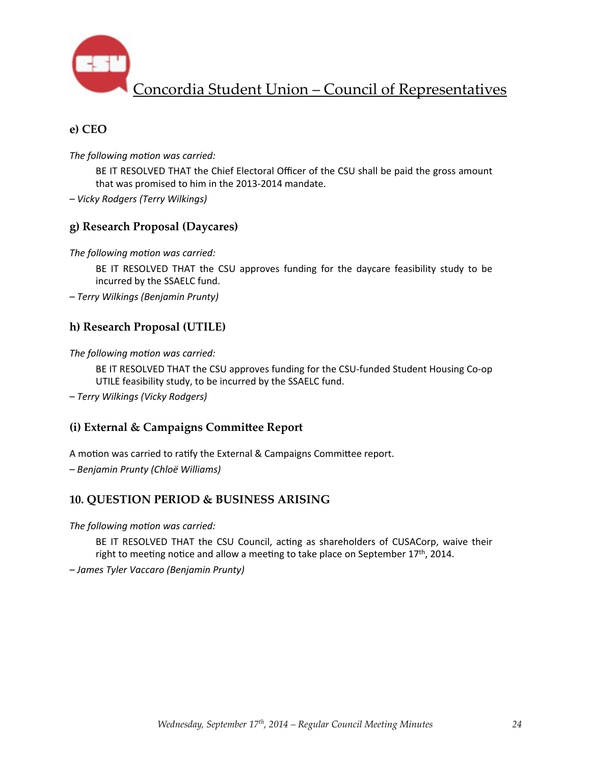### e) CEO

*The following motion was carried:*

BE IT RESOLVED THAT the Chief Electoral Officer of the CSU shall be paid the gross amount that was promised to him in the 2013-2014 mandate.

*– Vicky Rodgers (Terry Wilkings)*

### g) Research Proposal (Daycares)

*The following motion was carried:*

BE IT RESOLVED THAT the CSU approves funding for the daycare feasibility study to be incurred by the SSAELC fund.

*– Terry Wilkings (Benjamin Prunty)*

### h) Research Proposal (UTILE)

*The following motion was carried:*

BE IT RESOLVED THAT the CSU approves funding for the CSU-funded Student Housing Co-op UTILE feasibility study, to be incurred by the SSAELC fund.

*– Terry Wilkings (Vicky Rodgers)*

### (i) External & Campaigns Committee Report

A motion was carried to ratify the External & Campaigns Committee report.

*– Benjamin Prunty (Chloë Williams)*

## 10. QUESTION PERIOD & BUSINESS ARISING

*The following motion was carried:*

BE IT RESOLVED THAT the CSU Council, acting as shareholders of CUSACorp, waive their right to meeting notice and allow a meeting to take place on September 17th, 2014.

*– James Tyler Vaccaro (Benjamin Prunty)*